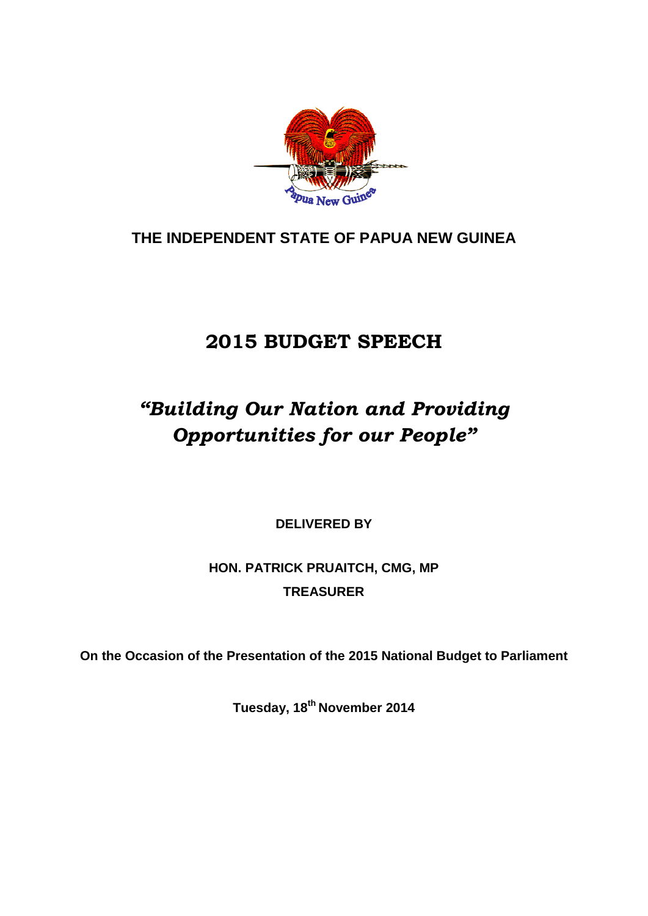THE INDEPENDENT STATE OF PAPUA NEW GUINEA

# 2015 BUDGET SPEECH

## *"Building Our Nation and Providing Opportunities for our People"*

**DELIVERED BY**

**HON. PATRICK PRUAITCH, CMG, MP**
**TREASURER**

**On the Occasion of the Presentation of the 2015 National Budget to Parliament**

**Tuesday, 18th November 2014**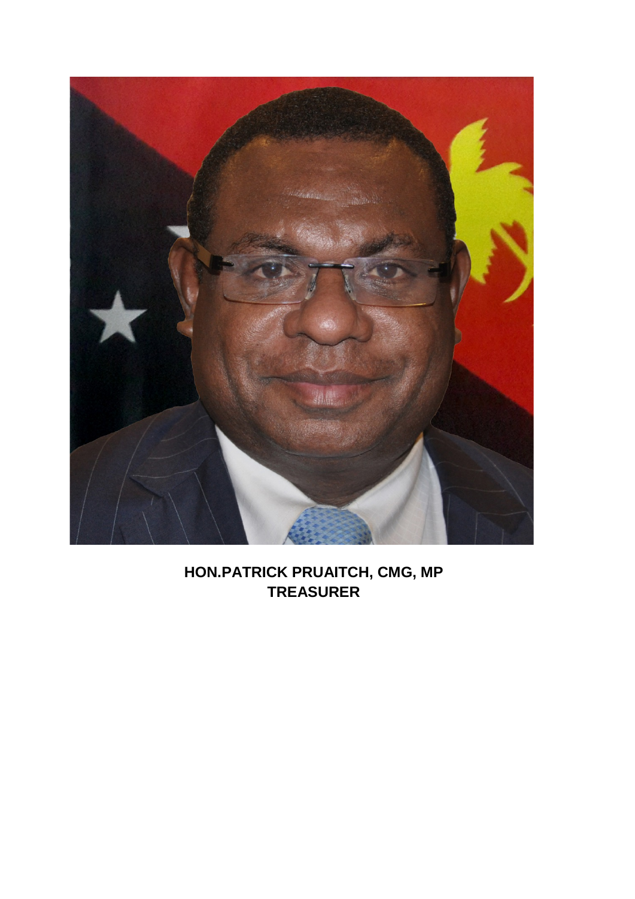**HON.PATRICK PRUAITCH, CMG, MP**
**TREASURER**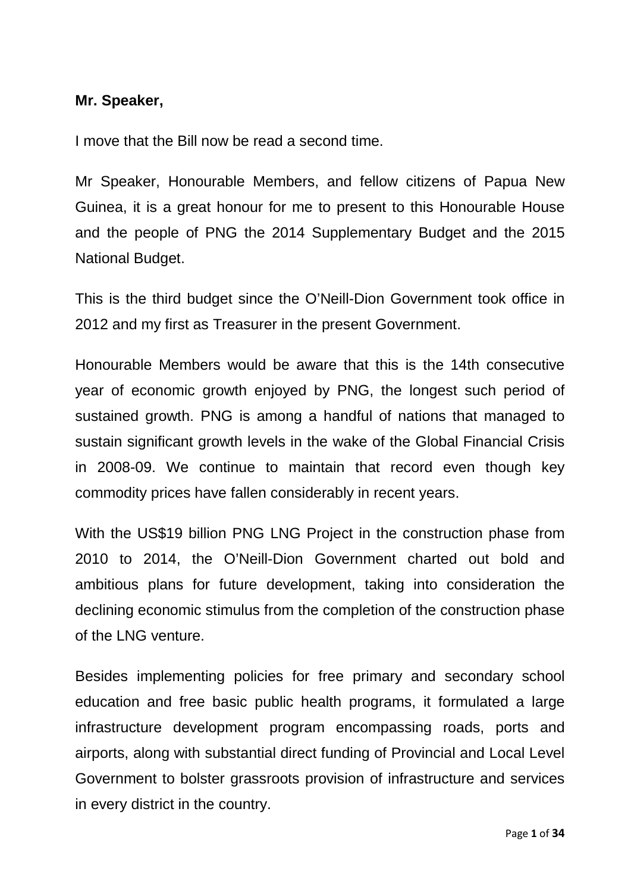**Mr. Speaker,**

I move that the Bill now be read a second time.

Mr Speaker, Honourable Members, and fellow citizens of Papua New Guinea, it is a great honour for me to present to this Honourable House and the people of PNG the 2014 Supplementary Budget and the 2015 National Budget.

This is the third budget since the O'Neill-Dion Government took office in 2012 and my first as Treasurer in the present Government.

Honourable Members would be aware that this is the 14th consecutive year of economic growth enjoyed by PNG, the longest such period of sustained growth. PNG is among a handful of nations that managed to sustain significant growth levels in the wake of the Global Financial Crisis in 2008-09. We continue to maintain that record even though key commodity prices have fallen considerably in recent years.

With the US$19 billion PNG LNG Project in the construction phase from 2010 to 2014, the O'Neill-Dion Government charted out bold and ambitious plans for future development, taking into consideration the declining economic stimulus from the completion of the construction phase of the LNG venture.

Besides implementing policies for free primary and secondary school education and free basic public health programs, it formulated a large infrastructure development program encompassing roads, ports and airports, along with substantial direct funding of Provincial and Local Level Government to bolster grassroots provision of infrastructure and services in every district in the country.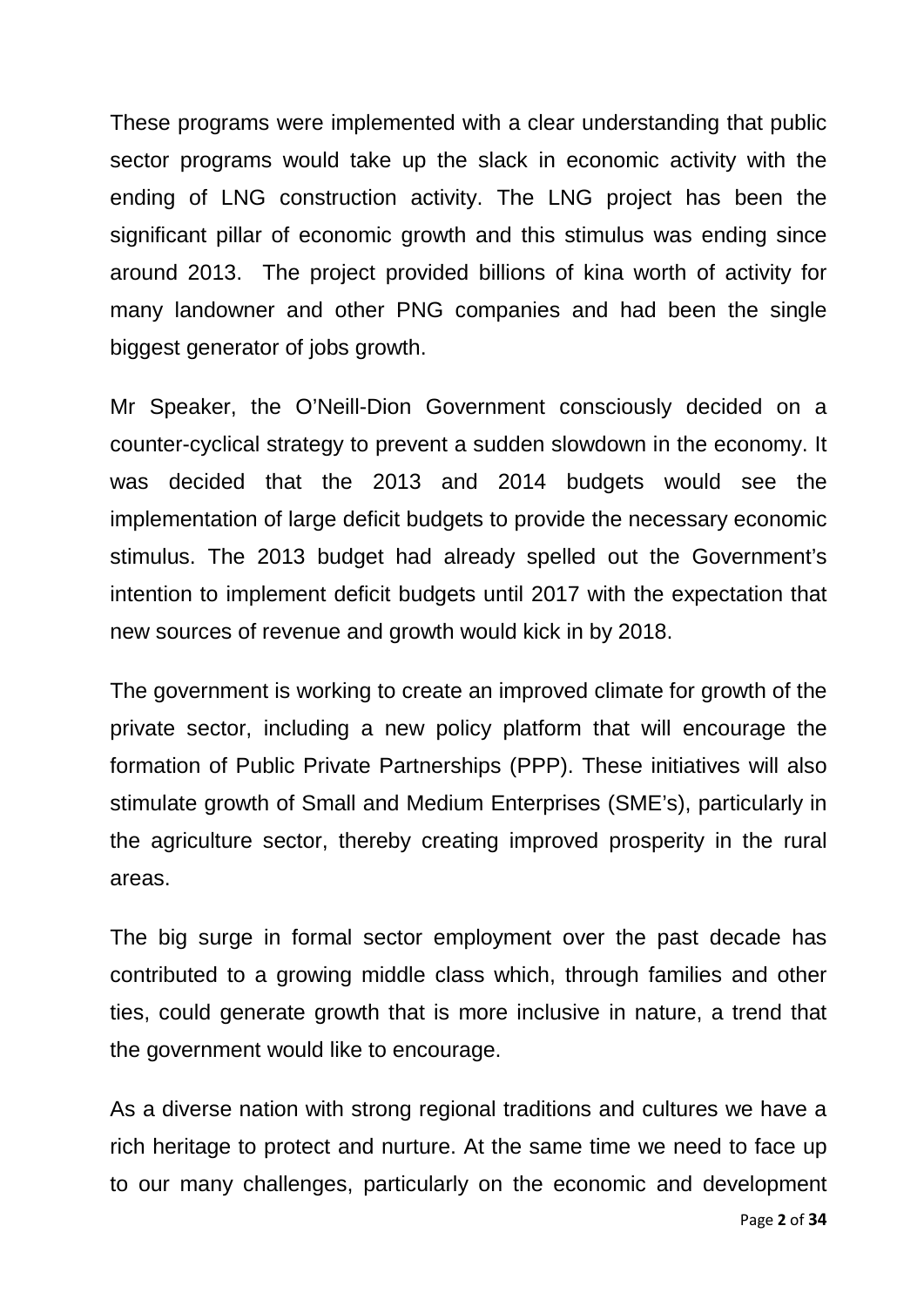These programs were implemented with a clear understanding that public sector programs would take up the slack in economic activity with the ending of LNG construction activity. The LNG project has been the significant pillar of economic growth and this stimulus was ending since around 2013. The project provided billions of kina worth of activity for many landowner and other PNG companies and had been the single biggest generator of jobs growth.

Mr Speaker, the O'Neill-Dion Government consciously decided on a counter-cyclical strategy to prevent a sudden slowdown in the economy. It was decided that the 2013 and 2014 budgets would see the implementation of large deficit budgets to provide the necessary economic stimulus. The 2013 budget had already spelled out the Government's intention to implement deficit budgets until 2017 with the expectation that new sources of revenue and growth would kick in by 2018.

The government is working to create an improved climate for growth of the private sector, including a new policy platform that will encourage the formation of Public Private Partnerships (PPP). These initiatives will also stimulate growth of Small and Medium Enterprises (SME's), particularly in the agriculture sector, thereby creating improved prosperity in the rural areas.

The big surge in formal sector employment over the past decade has contributed to a growing middle class which, through families and other ties, could generate growth that is more inclusive in nature, a trend that the government would like to encourage.

As a diverse nation with strong regional traditions and cultures we have a rich heritage to protect and nurture. At the same time we need to face up to our many challenges, particularly on the economic and development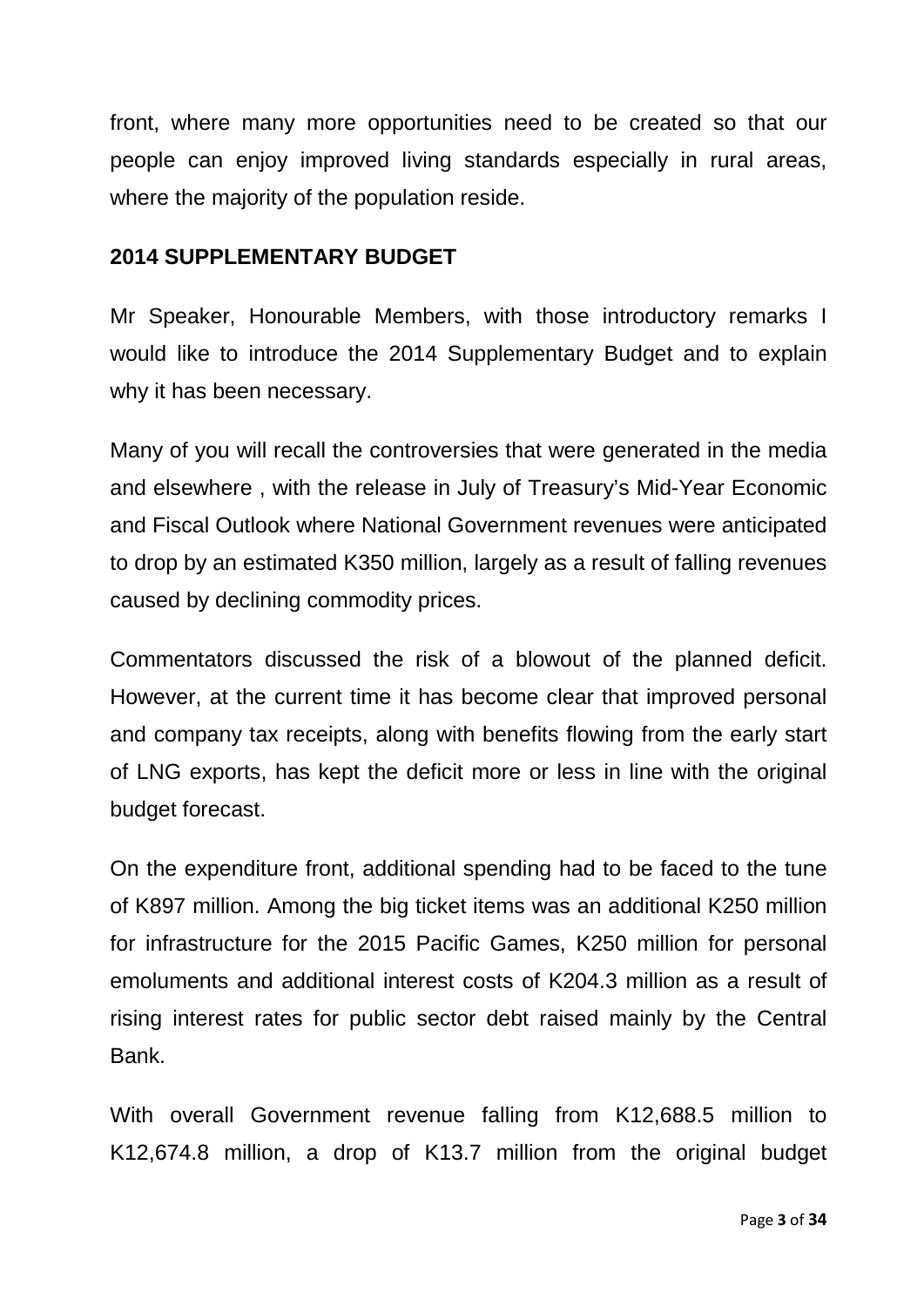front, where many more opportunities need to be created so that our people can enjoy improved living standards especially in rural areas, where the majority of the population reside.

## 2014 SUPPLEMENTARY BUDGET

Mr Speaker, Honourable Members, with those introductory remarks I would like to introduce the 2014 Supplementary Budget and to explain why it has been necessary.

Many of you will recall the controversies that were generated in the media and elsewhere , with the release in July of Treasury's Mid-Year Economic and Fiscal Outlook where National Government revenues were anticipated to drop by an estimated K350 million, largely as a result of falling revenues caused by declining commodity prices.

Commentators discussed the risk of a blowout of the planned deficit. However, at the current time it has become clear that improved personal and company tax receipts, along with benefits flowing from the early start of LNG exports, has kept the deficit more or less in line with the original budget forecast.

On the expenditure front, additional spending had to be faced to the tune of K897 million. Among the big ticket items was an additional K250 million for infrastructure for the 2015 Pacific Games, K250 million for personal emoluments and additional interest costs of K204.3 million as a result of rising interest rates for public sector debt raised mainly by the Central Bank.

With overall Government revenue falling from K12,688.5 million to K12,674.8 million, a drop of K13.7 million from the original budget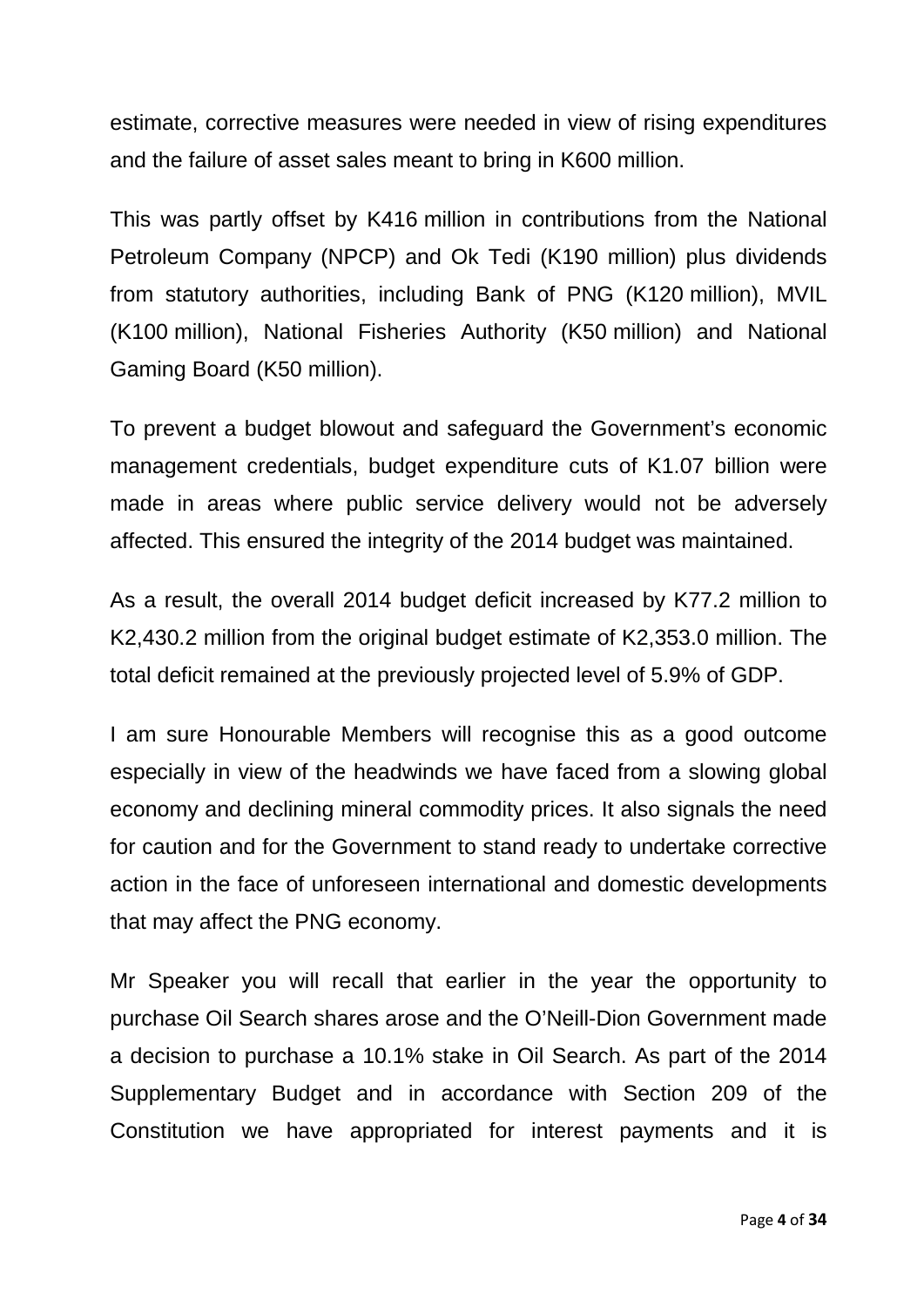estimate, corrective measures were needed in view of rising expenditures and the failure of asset sales meant to bring in K600 million.

This was partly offset by K416 million in contributions from the National Petroleum Company (NPCP) and Ok Tedi (K190 million) plus dividends from statutory authorities, including Bank of PNG (K120 million), MVIL (K100 million), National Fisheries Authority (K50 million) and National Gaming Board (K50 million).

To prevent a budget blowout and safeguard the Government's economic management credentials, budget expenditure cuts of K1.07 billion were made in areas where public service delivery would not be adversely affected. This ensured the integrity of the 2014 budget was maintained.

As a result, the overall 2014 budget deficit increased by K77.2 million to K2,430.2 million from the original budget estimate of K2,353.0 million. The total deficit remained at the previously projected level of 5.9% of GDP.

I am sure Honourable Members will recognise this as a good outcome especially in view of the headwinds we have faced from a slowing global economy and declining mineral commodity prices. It also signals the need for caution and for the Government to stand ready to undertake corrective action in the face of unforeseen international and domestic developments that may affect the PNG economy.

Mr Speaker you will recall that earlier in the year the opportunity to purchase Oil Search shares arose and the O'Neill-Dion Government made a decision to purchase a 10.1% stake in Oil Search. As part of the 2014 Supplementary Budget and in accordance with Section 209 of the Constitution we have appropriated for interest payments and it is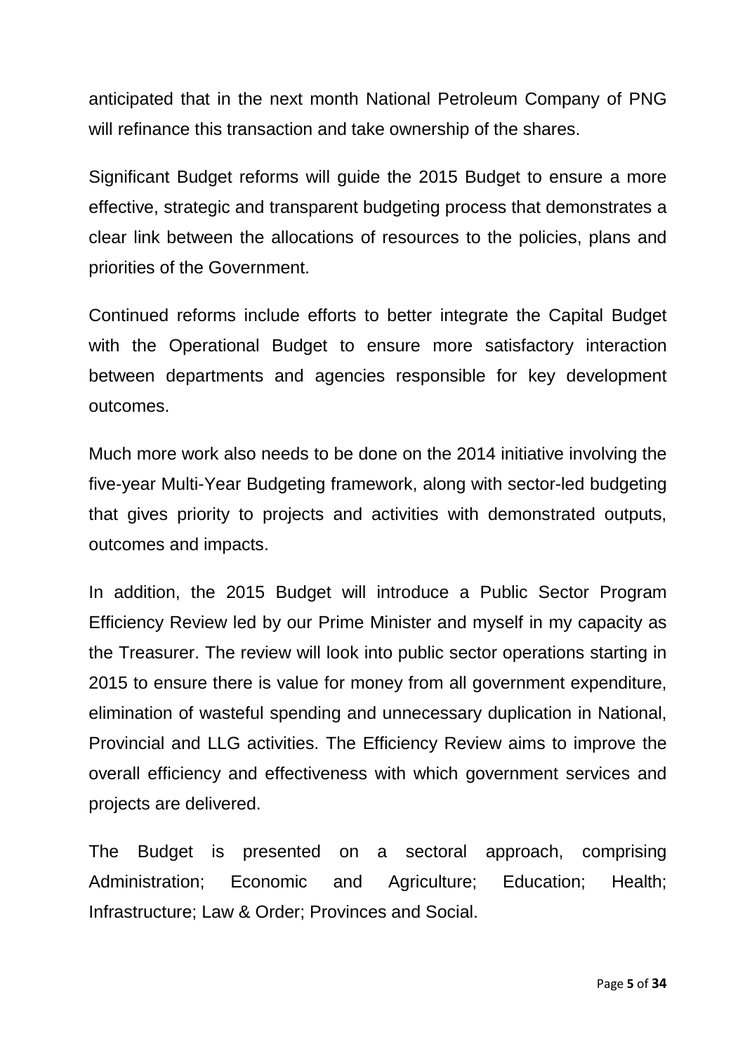anticipated that in the next month National Petroleum Company of PNG will refinance this transaction and take ownership of the shares.

Significant Budget reforms will guide the 2015 Budget to ensure a more effective, strategic and transparent budgeting process that demonstrates a clear link between the allocations of resources to the policies, plans and priorities of the Government.

Continued reforms include efforts to better integrate the Capital Budget with the Operational Budget to ensure more satisfactory interaction between departments and agencies responsible for key development outcomes.

Much more work also needs to be done on the 2014 initiative involving the five-year Multi-Year Budgeting framework, along with sector-led budgeting that gives priority to projects and activities with demonstrated outputs, outcomes and impacts.

In addition, the 2015 Budget will introduce a Public Sector Program Efficiency Review led by our Prime Minister and myself in my capacity as the Treasurer. The review will look into public sector operations starting in 2015 to ensure there is value for money from all government expenditure, elimination of wasteful spending and unnecessary duplication in National, Provincial and LLG activities. The Efficiency Review aims to improve the overall efficiency and effectiveness with which government services and projects are delivered.

The Budget is presented on a sectoral approach, comprising Administration; Economic and Agriculture; Education; Health; Infrastructure; Law & Order; Provinces and Social.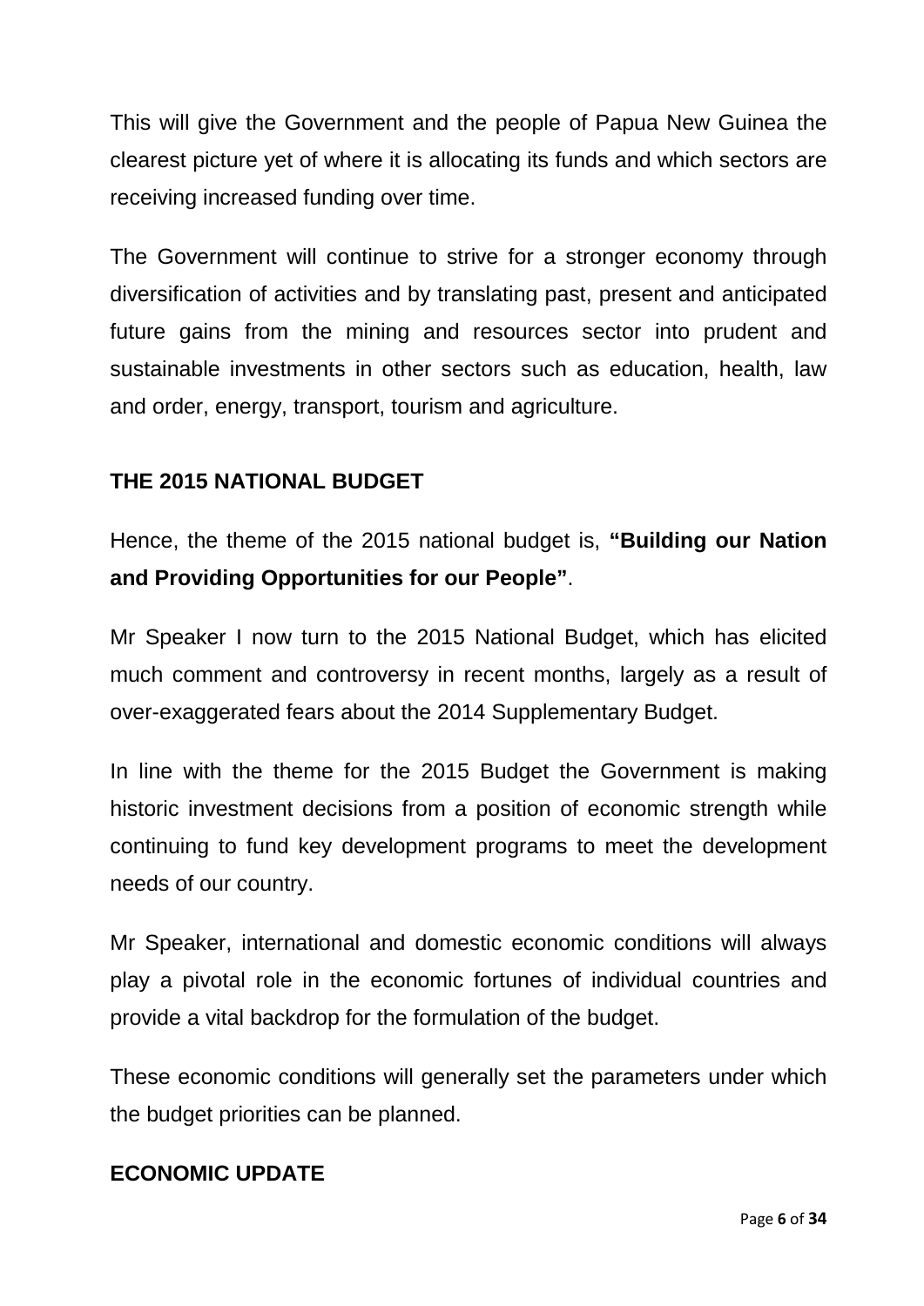This will give the Government and the people of Papua New Guinea the clearest picture yet of where it is allocating its funds and which sectors are receiving increased funding over time.

The Government will continue to strive for a stronger economy through diversification of activities and by translating past, present and anticipated future gains from the mining and resources sector into prudent and sustainable investments in other sectors such as education, health, law and order, energy, transport, tourism and agriculture.

## THE 2015 NATIONAL BUDGET

Hence, the theme of the 2015 national budget is, **"Building our Nation and Providing Opportunities for our People"**.

Mr Speaker I now turn to the 2015 National Budget, which has elicited much comment and controversy in recent months, largely as a result of over-exaggerated fears about the 2014 Supplementary Budget.

In line with the theme for the 2015 Budget the Government is making historic investment decisions from a position of economic strength while continuing to fund key development programs to meet the development needs of our country.

Mr Speaker, international and domestic economic conditions will always play a pivotal role in the economic fortunes of individual countries and provide a vital backdrop for the formulation of the budget.

These economic conditions will generally set the parameters under which the budget priorities can be planned.

## ECONOMIC UPDATE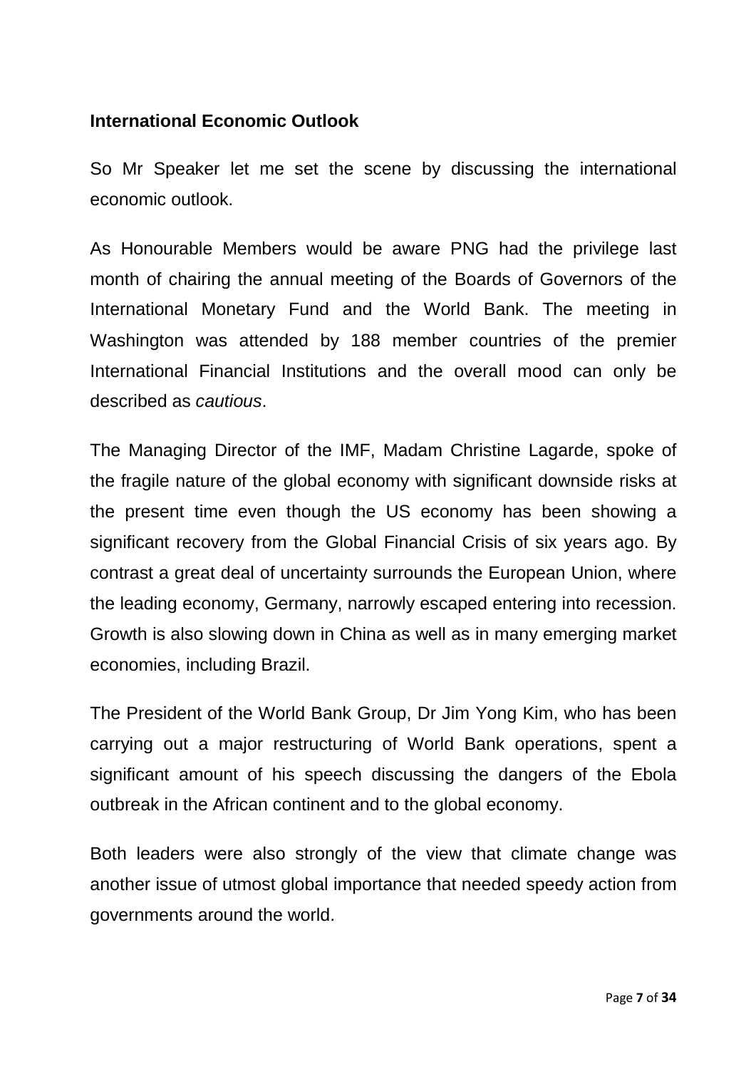## International Economic Outlook

So Mr Speaker let me set the scene by discussing the international economic outlook.

As Honourable Members would be aware PNG had the privilege last month of chairing the annual meeting of the Boards of Governors of the International Monetary Fund and the World Bank. The meeting in Washington was attended by 188 member countries of the premier International Financial Institutions and the overall mood can only be described as *cautious*.

The Managing Director of the IMF, Madam Christine Lagarde, spoke of the fragile nature of the global economy with significant downside risks at the present time even though the US economy has been showing a significant recovery from the Global Financial Crisis of six years ago. By contrast a great deal of uncertainty surrounds the European Union, where the leading economy, Germany, narrowly escaped entering into recession. Growth is also slowing down in China as well as in many emerging market economies, including Brazil.

The President of the World Bank Group, Dr Jim Yong Kim, who has been carrying out a major restructuring of World Bank operations, spent a significant amount of his speech discussing the dangers of the Ebola outbreak in the African continent and to the global economy.

Both leaders were also strongly of the view that climate change was another issue of utmost global importance that needed speedy action from governments around the world.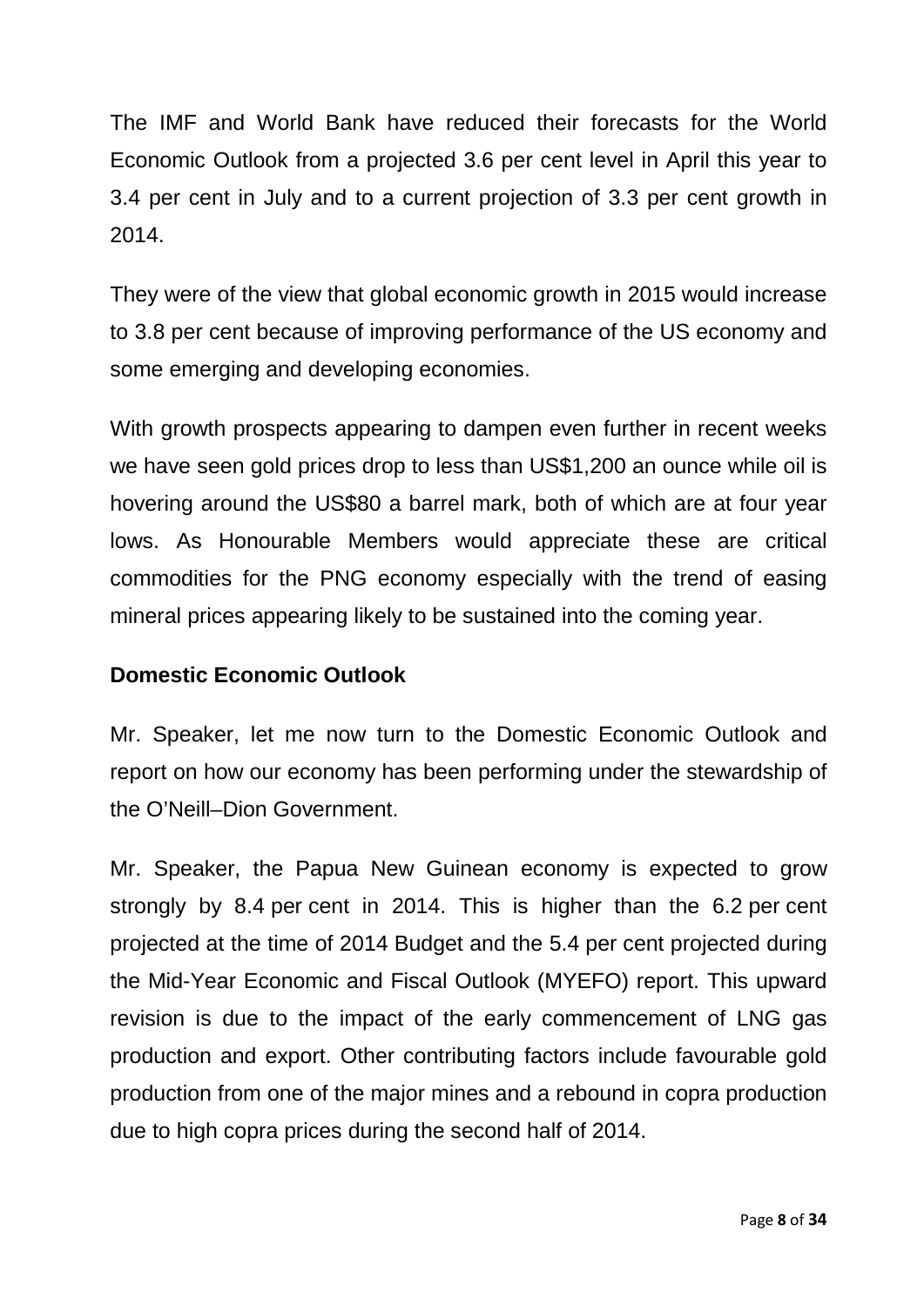The IMF and World Bank have reduced their forecasts for the World Economic Outlook from a projected 3.6 per cent level in April this year to 3.4 per cent in July and to a current projection of 3.3 per cent growth in 2014.

They were of the view that global economic growth in 2015 would increase to 3.8 per cent because of improving performance of the US economy and some emerging and developing economies.

With growth prospects appearing to dampen even further in recent weeks we have seen gold prices drop to less than US$1,200 an ounce while oil is hovering around the US$80 a barrel mark, both of which are at four year lows. As Honourable Members would appreciate these are critical commodities for the PNG economy especially with the trend of easing mineral prices appearing likely to be sustained into the coming year.

**Domestic Economic Outlook**

Mr. Speaker, let me now turn to the Domestic Economic Outlook and report on how our economy has been performing under the stewardship of the O'Neill–Dion Government.

Mr. Speaker, the Papua New Guinean economy is expected to grow strongly by 8.4 per cent in 2014. This is higher than the 6.2 per cent projected at the time of 2014 Budget and the 5.4 per cent projected during the Mid-Year Economic and Fiscal Outlook (MYEFO) report. This upward revision is due to the impact of the early commencement of LNG gas production and export. Other contributing factors include favourable gold production from one of the major mines and a rebound in copra production due to high copra prices during the second half of 2014.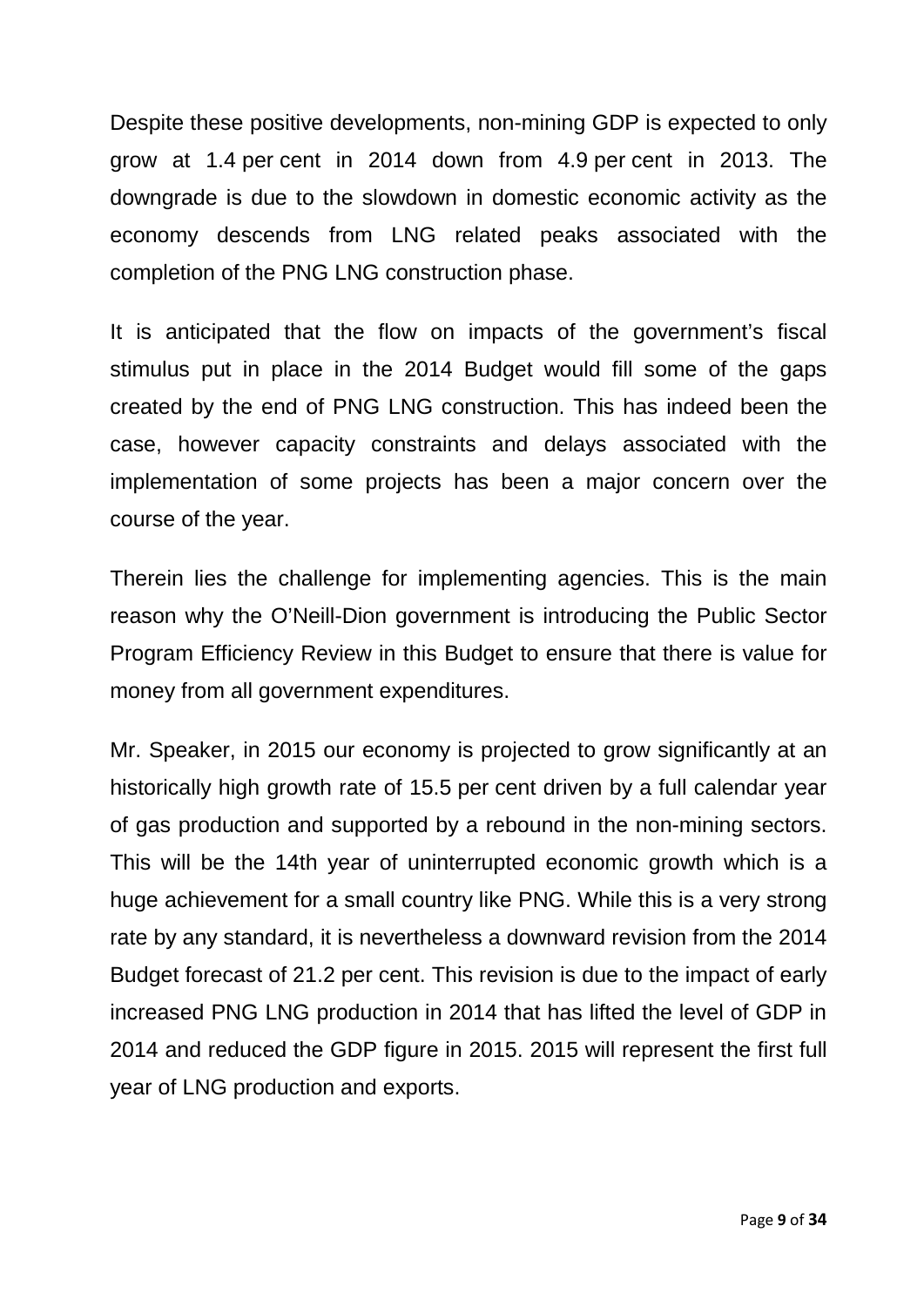Despite these positive developments, non-mining GDP is expected to only grow at 1.4 per cent in 2014 down from 4.9 per cent in 2013. The downgrade is due to the slowdown in domestic economic activity as the economy descends from LNG related peaks associated with the completion of the PNG LNG construction phase.

It is anticipated that the flow on impacts of the government's fiscal stimulus put in place in the 2014 Budget would fill some of the gaps created by the end of PNG LNG construction. This has indeed been the case, however capacity constraints and delays associated with the implementation of some projects has been a major concern over the course of the year.

Therein lies the challenge for implementing agencies. This is the main reason why the O'Neill-Dion government is introducing the Public Sector Program Efficiency Review in this Budget to ensure that there is value for money from all government expenditures.

Mr. Speaker, in 2015 our economy is projected to grow significantly at an historically high growth rate of 15.5 per cent driven by a full calendar year of gas production and supported by a rebound in the non-mining sectors. This will be the 14th year of uninterrupted economic growth which is a huge achievement for a small country like PNG. While this is a very strong rate by any standard, it is nevertheless a downward revision from the 2014 Budget forecast of 21.2 per cent. This revision is due to the impact of early increased PNG LNG production in 2014 that has lifted the level of GDP in 2014 and reduced the GDP figure in 2015. 2015 will represent the first full year of LNG production and exports.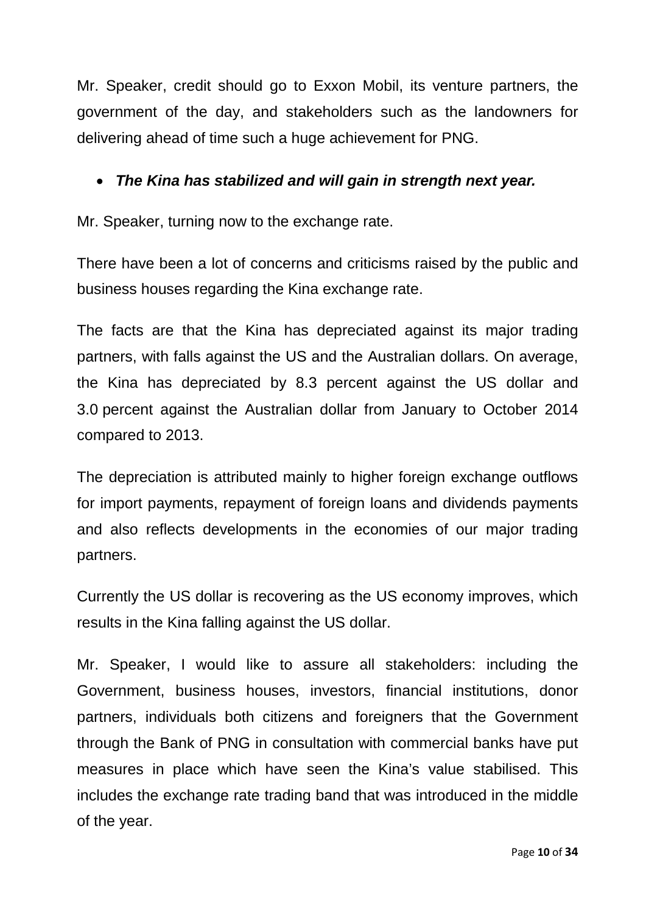Mr. Speaker, credit should go to Exxon Mobil, its venture partners, the government of the day, and stakeholders such as the landowners for delivering ahead of time such a huge achievement for PNG.

- ***The Kina has stabilized and will gain in strength next year.***

Mr. Speaker, turning now to the exchange rate.

There have been a lot of concerns and criticisms raised by the public and business houses regarding the Kina exchange rate.

The facts are that the Kina has depreciated against its major trading partners, with falls against the US and the Australian dollars. On average, the Kina has depreciated by 8.3 percent against the US dollar and 3.0 percent against the Australian dollar from January to October 2014 compared to 2013.

The depreciation is attributed mainly to higher foreign exchange outflows for import payments, repayment of foreign loans and dividends payments and also reflects developments in the economies of our major trading partners.

Currently the US dollar is recovering as the US economy improves, which results in the Kina falling against the US dollar.

Mr. Speaker, I would like to assure all stakeholders: including the Government, business houses, investors, financial institutions, donor partners, individuals both citizens and foreigners that the Government through the Bank of PNG in consultation with commercial banks have put measures in place which have seen the Kina's value stabilised. This includes the exchange rate trading band that was introduced in the middle of the year.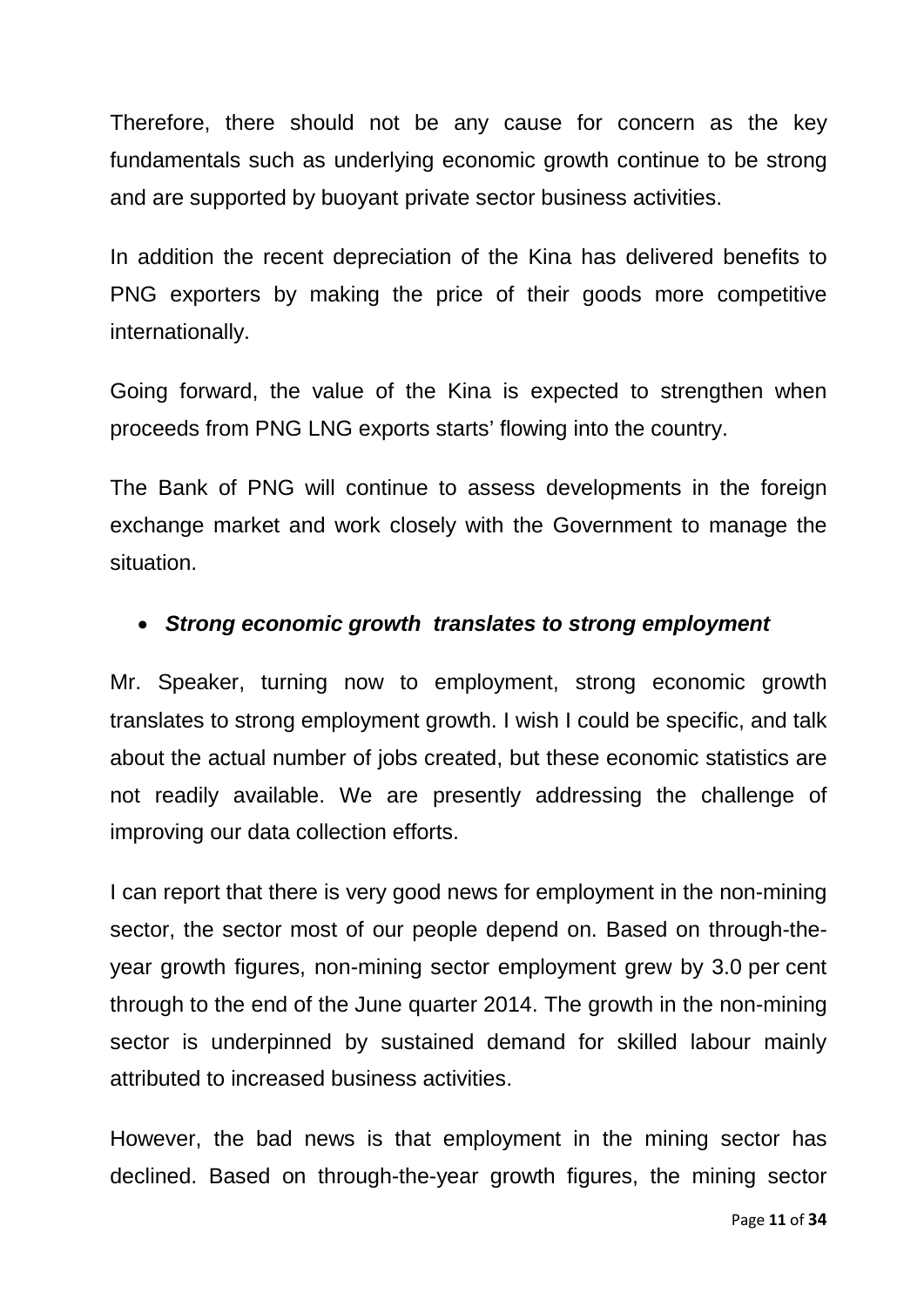Therefore, there should not be any cause for concern as the key fundamentals such as underlying economic growth continue to be strong and are supported by buoyant private sector business activities.

In addition the recent depreciation of the Kina has delivered benefits to PNG exporters by making the price of their goods more competitive internationally.

Going forward, the value of the Kina is expected to strengthen when proceeds from PNG LNG exports starts' flowing into the country.

The Bank of PNG will continue to assess developments in the foreign exchange market and work closely with the Government to manage the situation.

- ***Strong economic growth translates to strong employment***

Mr. Speaker, turning now to employment, strong economic growth translates to strong employment growth. I wish I could be specific, and talk about the actual number of jobs created, but these economic statistics are not readily available. We are presently addressing the challenge of improving our data collection efforts.

I can report that there is very good news for employment in the non-mining sector, the sector most of our people depend on. Based on through-the-year growth figures, non-mining sector employment grew by 3.0 per cent through to the end of the June quarter 2014. The growth in the non-mining sector is underpinned by sustained demand for skilled labour mainly attributed to increased business activities.

However, the bad news is that employment in the mining sector has declined. Based on through-the-year growth figures, the mining sector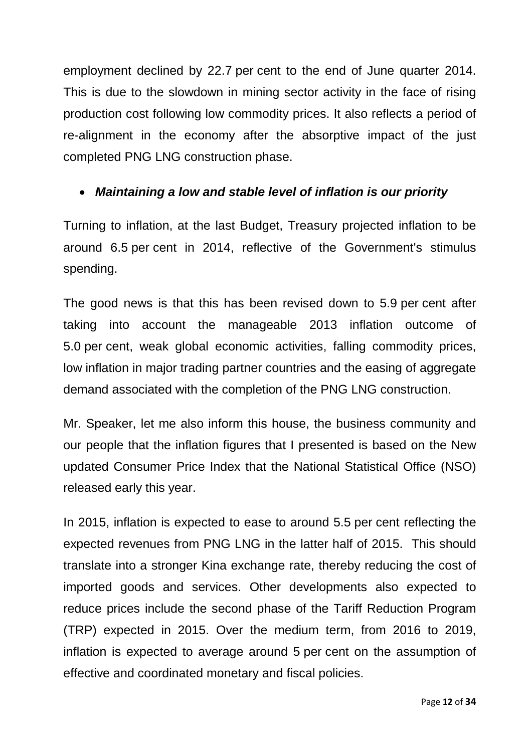employment declined by 22.7 per cent to the end of June quarter 2014. This is due to the slowdown in mining sector activity in the face of rising production cost following low commodity prices. It also reflects a period of re-alignment in the economy after the absorptive impact of the just completed PNG LNG construction phase.

- ***Maintaining a low and stable level of inflation is our priority***

Turning to inflation, at the last Budget, Treasury projected inflation to be around 6.5 per cent in 2014, reflective of the Government's stimulus spending.

The good news is that this has been revised down to 5.9 per cent after taking into account the manageable 2013 inflation outcome of 5.0 per cent, weak global economic activities, falling commodity prices, low inflation in major trading partner countries and the easing of aggregate demand associated with the completion of the PNG LNG construction.

Mr. Speaker, let me also inform this house, the business community and our people that the inflation figures that I presented is based on the New updated Consumer Price Index that the National Statistical Office (NSO) released early this year.

In 2015, inflation is expected to ease to around 5.5 per cent reflecting the expected revenues from PNG LNG in the latter half of 2015. This should translate into a stronger Kina exchange rate, thereby reducing the cost of imported goods and services. Other developments also expected to reduce prices include the second phase of the Tariff Reduction Program (TRP) expected in 2015. Over the medium term, from 2016 to 2019, inflation is expected to average around 5 per cent on the assumption of effective and coordinated monetary and fiscal policies.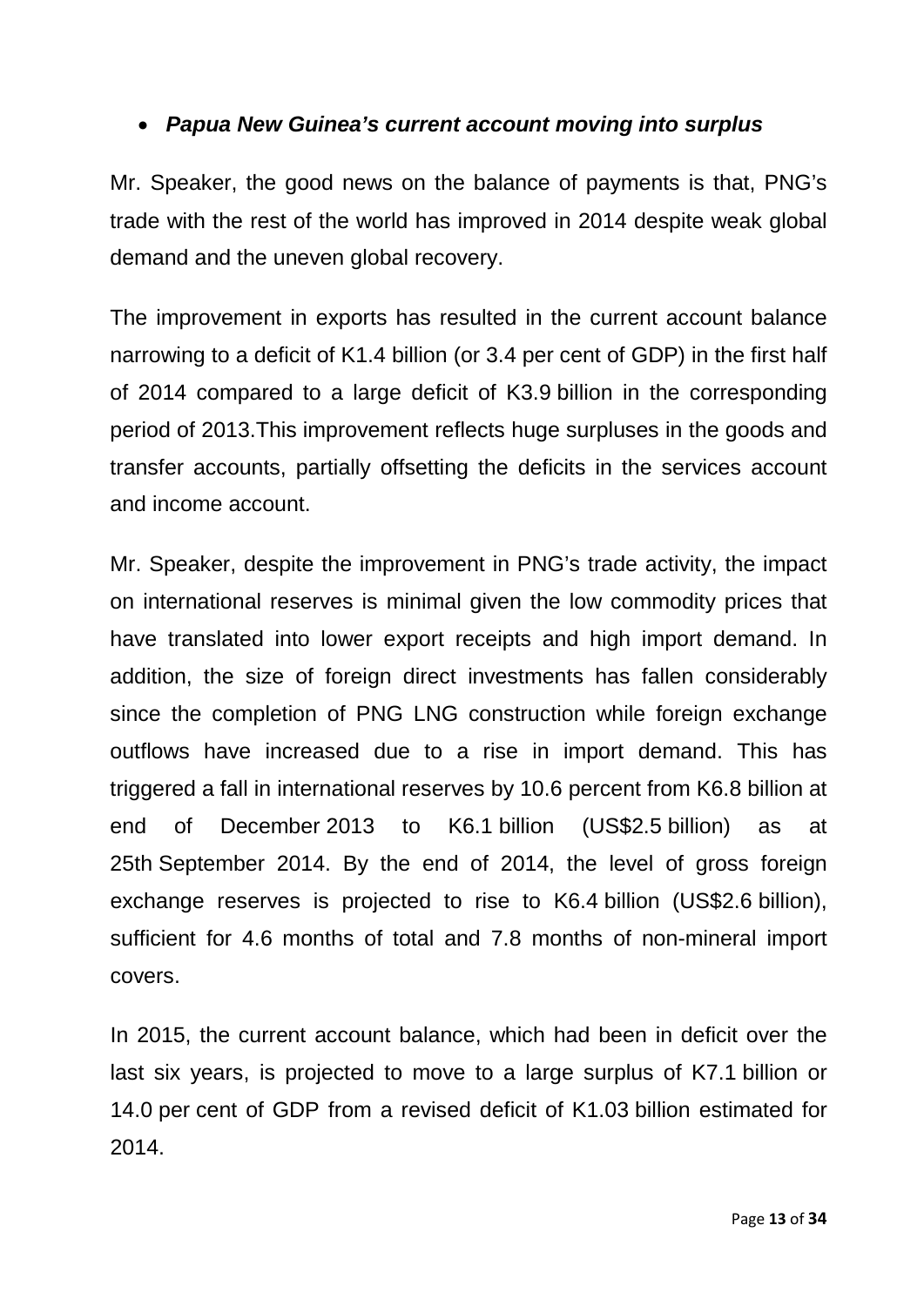- ***Papua New Guinea's current account moving into surplus***

Mr. Speaker, the good news on the balance of payments is that, PNG's trade with the rest of the world has improved in 2014 despite weak global demand and the uneven global recovery.

The improvement in exports has resulted in the current account balance narrowing to a deficit of K1.4 billion (or 3.4 per cent of GDP) in the first half of 2014 compared to a large deficit of K3.9 billion in the corresponding period of 2013.This improvement reflects huge surpluses in the goods and transfer accounts, partially offsetting the deficits in the services account and income account.

Mr. Speaker, despite the improvement in PNG's trade activity, the impact on international reserves is minimal given the low commodity prices that have translated into lower export receipts and high import demand. In addition, the size of foreign direct investments has fallen considerably since the completion of PNG LNG construction while foreign exchange outflows have increased due to a rise in import demand. This has triggered a fall in international reserves by 10.6 percent from K6.8 billion at end of December 2013 to K6.1 billion (US$2.5 billion) as at 25th September 2014. By the end of 2014, the level of gross foreign exchange reserves is projected to rise to K6.4 billion (US$2.6 billion), sufficient for 4.6 months of total and 7.8 months of non-mineral import covers.

In 2015, the current account balance, which had been in deficit over the last six years, is projected to move to a large surplus of K7.1 billion or 14.0 per cent of GDP from a revised deficit of K1.03 billion estimated for 2014.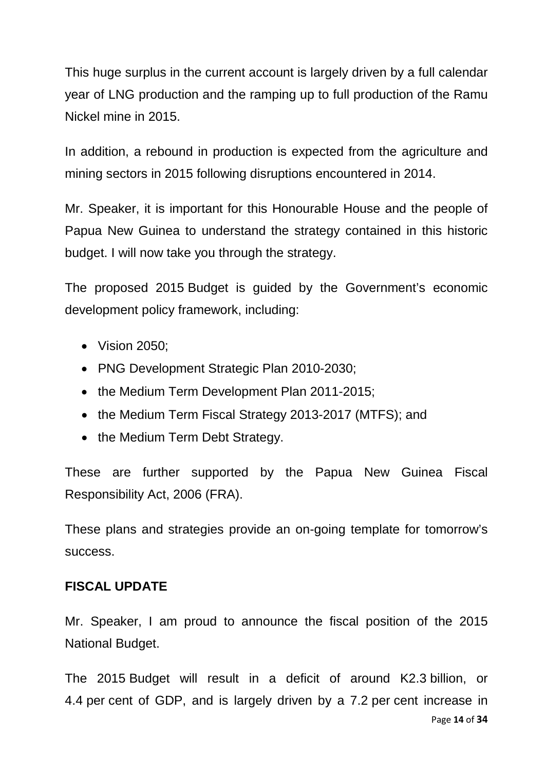This huge surplus in the current account is largely driven by a full calendar year of LNG production and the ramping up to full production of the Ramu Nickel mine in 2015.

In addition, a rebound in production is expected from the agriculture and mining sectors in 2015 following disruptions encountered in 2014.

Mr. Speaker, it is important for this Honourable House and the people of Papua New Guinea to understand the strategy contained in this historic budget. I will now take you through the strategy.

The proposed 2015 Budget is guided by the Government's economic development policy framework, including:

- Vision 2050;
- PNG Development Strategic Plan 2010-2030;
- the Medium Term Development Plan 2011-2015;
- the Medium Term Fiscal Strategy 2013-2017 (MTFS); and
- the Medium Term Debt Strategy.

These are further supported by the Papua New Guinea Fiscal Responsibility Act, 2006 (FRA).

These plans and strategies provide an on-going template for tomorrow's success.

**FISCAL UPDATE**

Mr. Speaker, I am proud to announce the fiscal position of the 2015 National Budget.

The 2015 Budget will result in a deficit of around K2.3 billion, or 4.4 per cent of GDP, and is largely driven by a 7.2 per cent increase in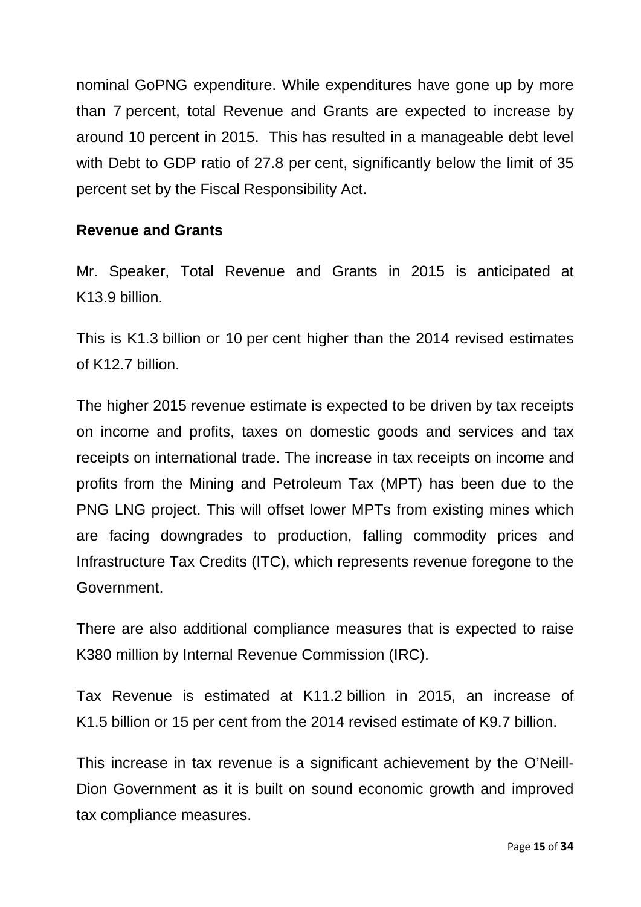nominal GoPNG expenditure. While expenditures have gone up by more than 7 percent, total Revenue and Grants are expected to increase by around 10 percent in 2015. This has resulted in a manageable debt level with Debt to GDP ratio of 27.8 per cent, significantly below the limit of 35 percent set by the Fiscal Responsibility Act.

**Revenue and Grants**

Mr. Speaker, Total Revenue and Grants in 2015 is anticipated at K13.9 billion.

This is K1.3 billion or 10 per cent higher than the 2014 revised estimates of K12.7 billion.

The higher 2015 revenue estimate is expected to be driven by tax receipts on income and profits, taxes on domestic goods and services and tax receipts on international trade. The increase in tax receipts on income and profits from the Mining and Petroleum Tax (MPT) has been due to the PNG LNG project. This will offset lower MPTs from existing mines which are facing downgrades to production, falling commodity prices and Infrastructure Tax Credits (ITC), which represents revenue foregone to the Government.

There are also additional compliance measures that is expected to raise K380 million by Internal Revenue Commission (IRC).

Tax Revenue is estimated at K11.2 billion in 2015, an increase of K1.5 billion or 15 per cent from the 2014 revised estimate of K9.7 billion.

This increase in tax revenue is a significant achievement by the O'Neill-Dion Government as it is built on sound economic growth and improved tax compliance measures.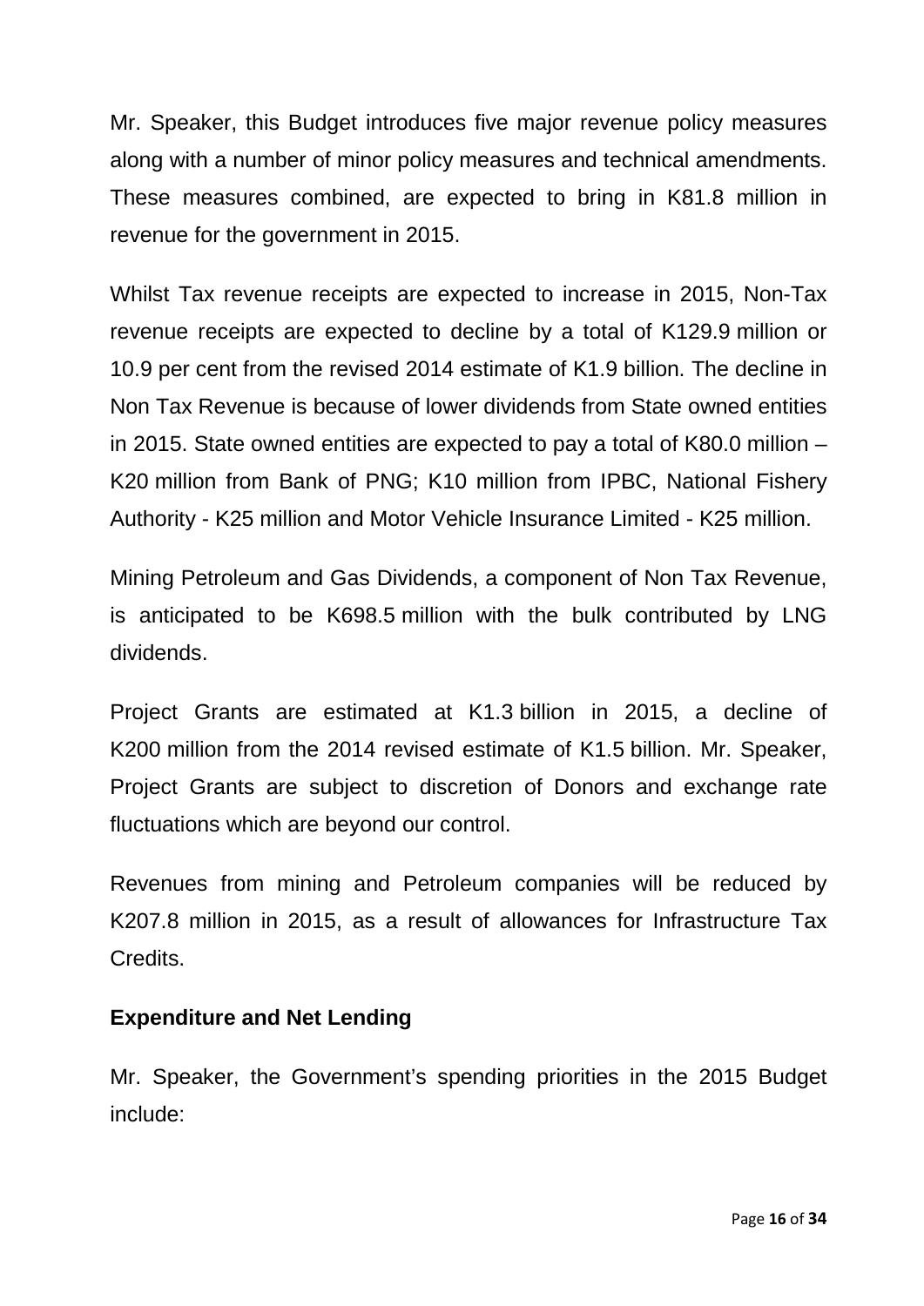Mr. Speaker, this Budget introduces five major revenue policy measures along with a number of minor policy measures and technical amendments. These measures combined, are expected to bring in K81.8 million in revenue for the government in 2015.

Whilst Tax revenue receipts are expected to increase in 2015, Non-Tax revenue receipts are expected to decline by a total of K129.9 million or 10.9 per cent from the revised 2014 estimate of K1.9 billion. The decline in Non Tax Revenue is because of lower dividends from State owned entities in 2015. State owned entities are expected to pay a total of K80.0 million – K20 million from Bank of PNG; K10 million from IPBC, National Fishery Authority - K25 million and Motor Vehicle Insurance Limited - K25 million.

Mining Petroleum and Gas Dividends, a component of Non Tax Revenue, is anticipated to be K698.5 million with the bulk contributed by LNG dividends.

Project Grants are estimated at K1.3 billion in 2015, a decline of K200 million from the 2014 revised estimate of K1.5 billion. Mr. Speaker, Project Grants are subject to discretion of Donors and exchange rate fluctuations which are beyond our control.

Revenues from mining and Petroleum companies will be reduced by K207.8 million in 2015, as a result of allowances for Infrastructure Tax Credits.

**Expenditure and Net Lending**

Mr. Speaker, the Government's spending priorities in the 2015 Budget include: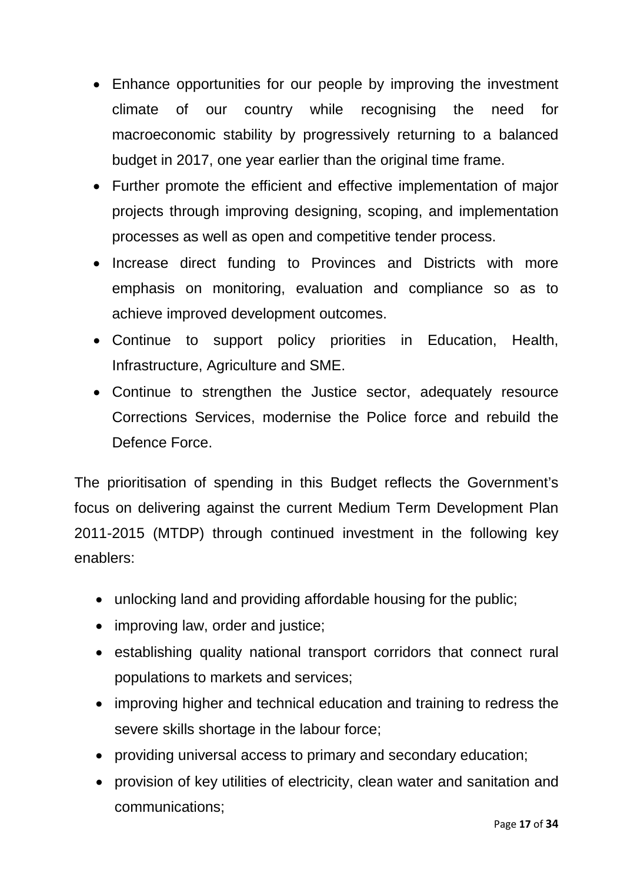- Enhance opportunities for our people by improving the investment climate of our country while recognising the need for macroeconomic stability by progressively returning to a balanced budget in 2017, one year earlier than the original time frame.
- Further promote the efficient and effective implementation of major projects through improving designing, scoping, and implementation processes as well as open and competitive tender process.
- Increase direct funding to Provinces and Districts with more emphasis on monitoring, evaluation and compliance so as to achieve improved development outcomes.
- Continue to support policy priorities in Education, Health, Infrastructure, Agriculture and SME.
- Continue to strengthen the Justice sector, adequately resource Corrections Services, modernise the Police force and rebuild the Defence Force.

The prioritisation of spending in this Budget reflects the Government's focus on delivering against the current Medium Term Development Plan 2011-2015 (MTDP) through continued investment in the following key enablers:

- unlocking land and providing affordable housing for the public;
- improving law, order and justice;
- establishing quality national transport corridors that connect rural populations to markets and services;
- improving higher and technical education and training to redress the severe skills shortage in the labour force;
- providing universal access to primary and secondary education;
- provision of key utilities of electricity, clean water and sanitation and communications;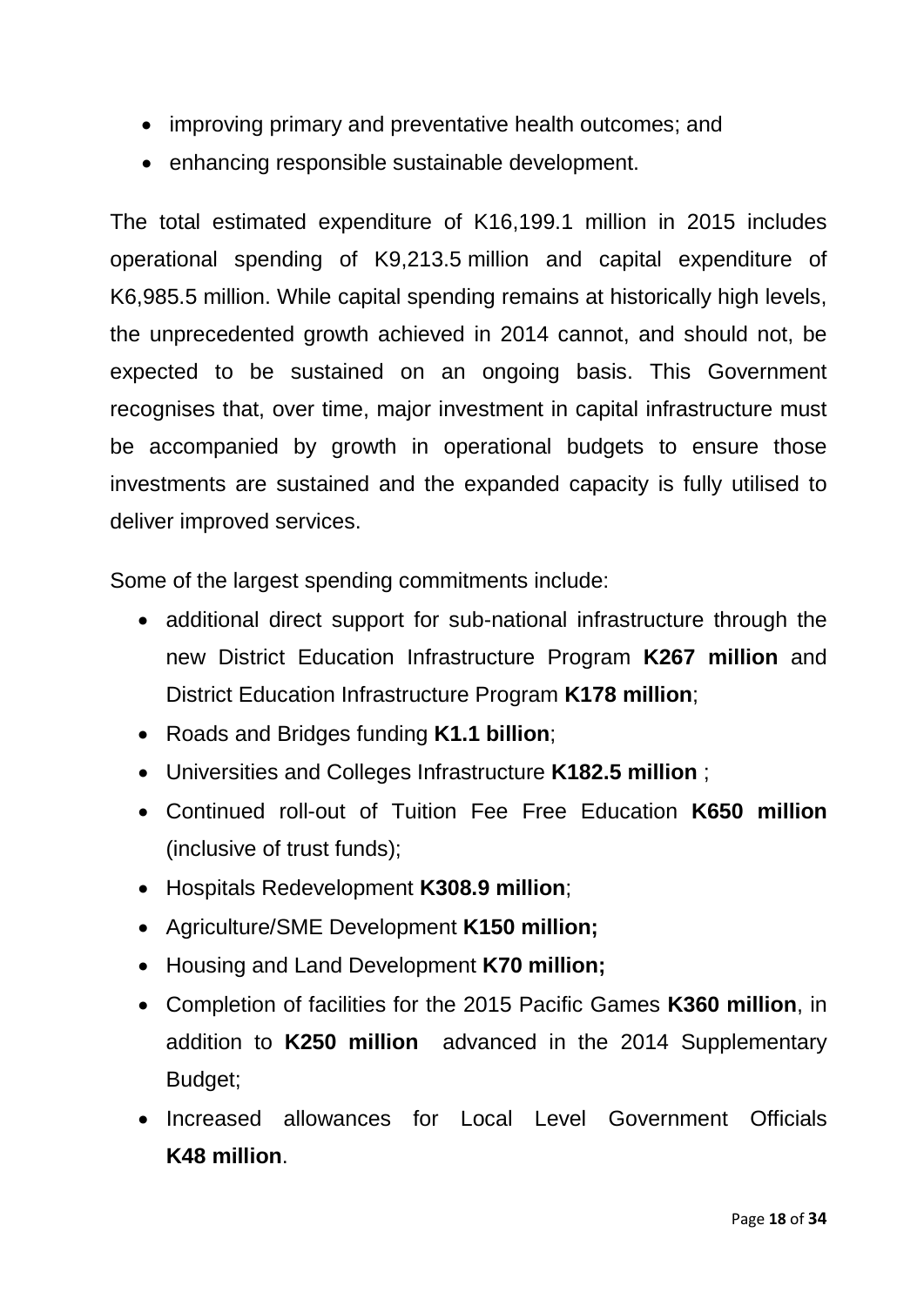- improving primary and preventative health outcomes; and
- enhancing responsible sustainable development.

The total estimated expenditure of K16,199.1 million in 2015 includes operational spending of K9,213.5 million and capital expenditure of K6,985.5 million. While capital spending remains at historically high levels, the unprecedented growth achieved in 2014 cannot, and should not, be expected to be sustained on an ongoing basis. This Government recognises that, over time, major investment in capital infrastructure must be accompanied by growth in operational budgets to ensure those investments are sustained and the expanded capacity is fully utilised to deliver improved services.

Some of the largest spending commitments include:

- additional direct support for sub-national infrastructure through the new District Education Infrastructure Program **K267 million** and District Education Infrastructure Program **K178 million**;
- Roads and Bridges funding **K1.1 billion**;
- Universities and Colleges Infrastructure **K182.5 million** ;
- Continued roll-out of Tuition Fee Free Education **K650 million** (inclusive of trust funds);
- Hospitals Redevelopment **K308.9 million**;
- Agriculture/SME Development **K150 million;**
- Housing and Land Development **K70 million;**
- Completion of facilities for the 2015 Pacific Games **K360 million**, in addition to **K250 million** advanced in the 2014 Supplementary Budget;
- Increased allowances for Local Level Government Officials **K48 million**.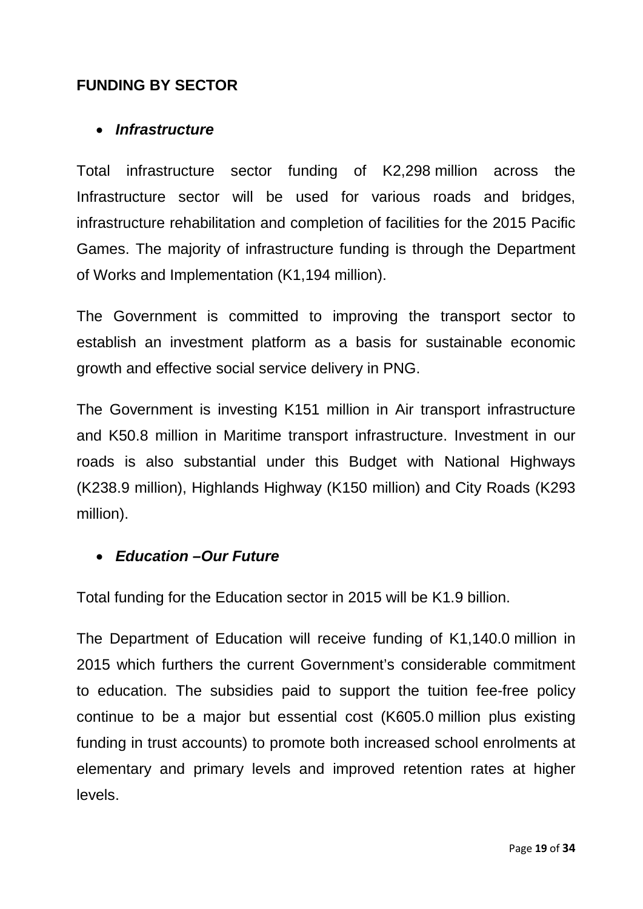## FUNDING BY SECTOR

- ***Infrastructure***

Total infrastructure sector funding of K2,298 million across the Infrastructure sector will be used for various roads and bridges, infrastructure rehabilitation and completion of facilities for the 2015 Pacific Games. The majority of infrastructure funding is through the Department of Works and Implementation (K1,194 million).

The Government is committed to improving the transport sector to establish an investment platform as a basis for sustainable economic growth and effective social service delivery in PNG.

The Government is investing K151 million in Air transport infrastructure and K50.8 million in Maritime transport infrastructure. Investment in our roads is also substantial under this Budget with National Highways (K238.9 million), Highlands Highway (K150 million) and City Roads (K293 million).

- ***Education –Our Future***

Total funding for the Education sector in 2015 will be K1.9 billion.

The Department of Education will receive funding of K1,140.0 million in 2015 which furthers the current Government's considerable commitment to education. The subsidies paid to support the tuition fee-free policy continue to be a major but essential cost (K605.0 million plus existing funding in trust accounts) to promote both increased school enrolments at elementary and primary levels and improved retention rates at higher levels.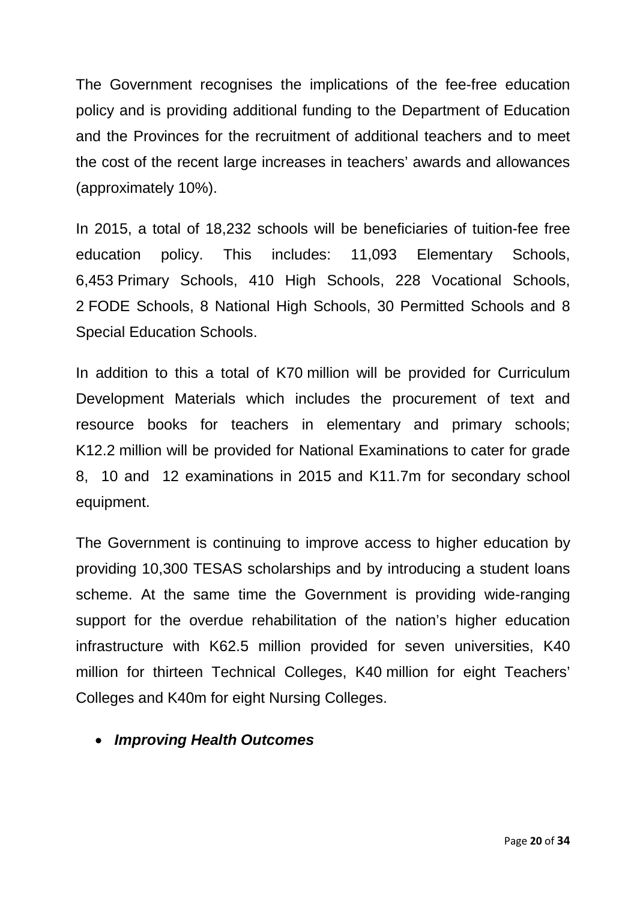The Government recognises the implications of the fee-free education policy and is providing additional funding to the Department of Education and the Provinces for the recruitment of additional teachers and to meet the cost of the recent large increases in teachers' awards and allowances (approximately 10%).

In 2015, a total of 18,232 schools will be beneficiaries of tuition-fee free education policy. This includes: 11,093 Elementary Schools, 6,453 Primary Schools, 410 High Schools, 228 Vocational Schools, 2 FODE Schools, 8 National High Schools, 30 Permitted Schools and 8 Special Education Schools.

In addition to this a total of K70 million will be provided for Curriculum Development Materials which includes the procurement of text and resource books for teachers in elementary and primary schools; K12.2 million will be provided for National Examinations to cater for grade 8, 10 and 12 examinations in 2015 and K11.7m for secondary school equipment.

The Government is continuing to improve access to higher education by providing 10,300 TESAS scholarships and by introducing a student loans scheme. At the same time the Government is providing wide-ranging support for the overdue rehabilitation of the nation's higher education infrastructure with K62.5 million provided for seven universities, K40 million for thirteen Technical Colleges, K40 million for eight Teachers' Colleges and K40m for eight Nursing Colleges.

- ***Improving Health Outcomes***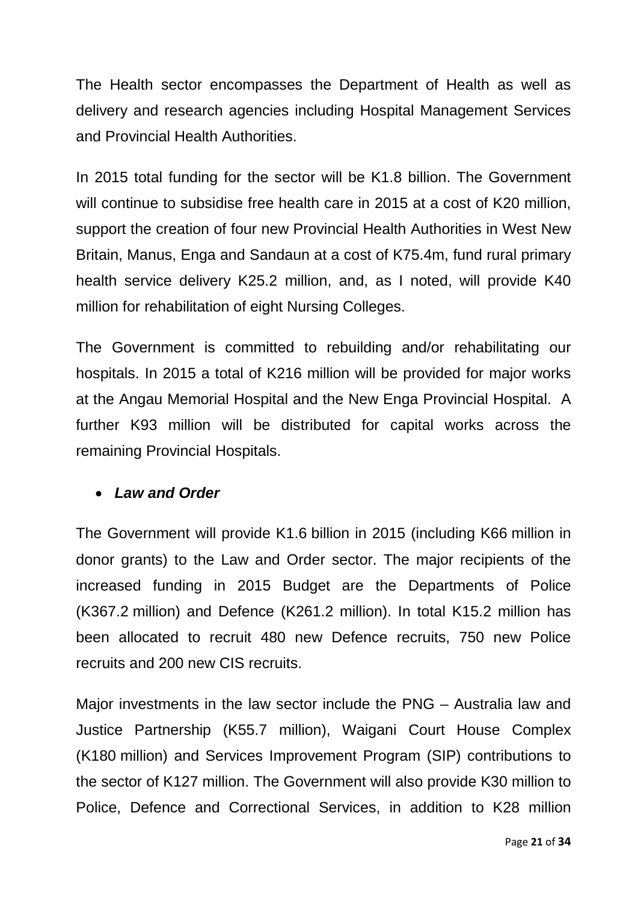The Health sector encompasses the Department of Health as well as delivery and research agencies including Hospital Management Services and Provincial Health Authorities.

In 2015 total funding for the sector will be K1.8 billion. The Government will continue to subsidise free health care in 2015 at a cost of K20 million, support the creation of four new Provincial Health Authorities in West New Britain, Manus, Enga and Sandaun at a cost of K75.4m, fund rural primary health service delivery K25.2 million, and, as I noted, will provide K40 million for rehabilitation of eight Nursing Colleges.

The Government is committed to rebuilding and/or rehabilitating our hospitals. In 2015 a total of K216 million will be provided for major works at the Angau Memorial Hospital and the New Enga Provincial Hospital. A further K93 million will be distributed for capital works across the remaining Provincial Hospitals.

- ***Law and Order***

The Government will provide K1.6 billion in 2015 (including K66 million in donor grants) to the Law and Order sector. The major recipients of the increased funding in 2015 Budget are the Departments of Police (K367.2 million) and Defence (K261.2 million). In total K15.2 million has been allocated to recruit 480 new Defence recruits, 750 new Police recruits and 200 new CIS recruits.

Major investments in the law sector include the PNG – Australia law and Justice Partnership (K55.7 million), Waigani Court House Complex (K180 million) and Services Improvement Program (SIP) contributions to the sector of K127 million. The Government will also provide K30 million to Police, Defence and Correctional Services, in addition to K28 million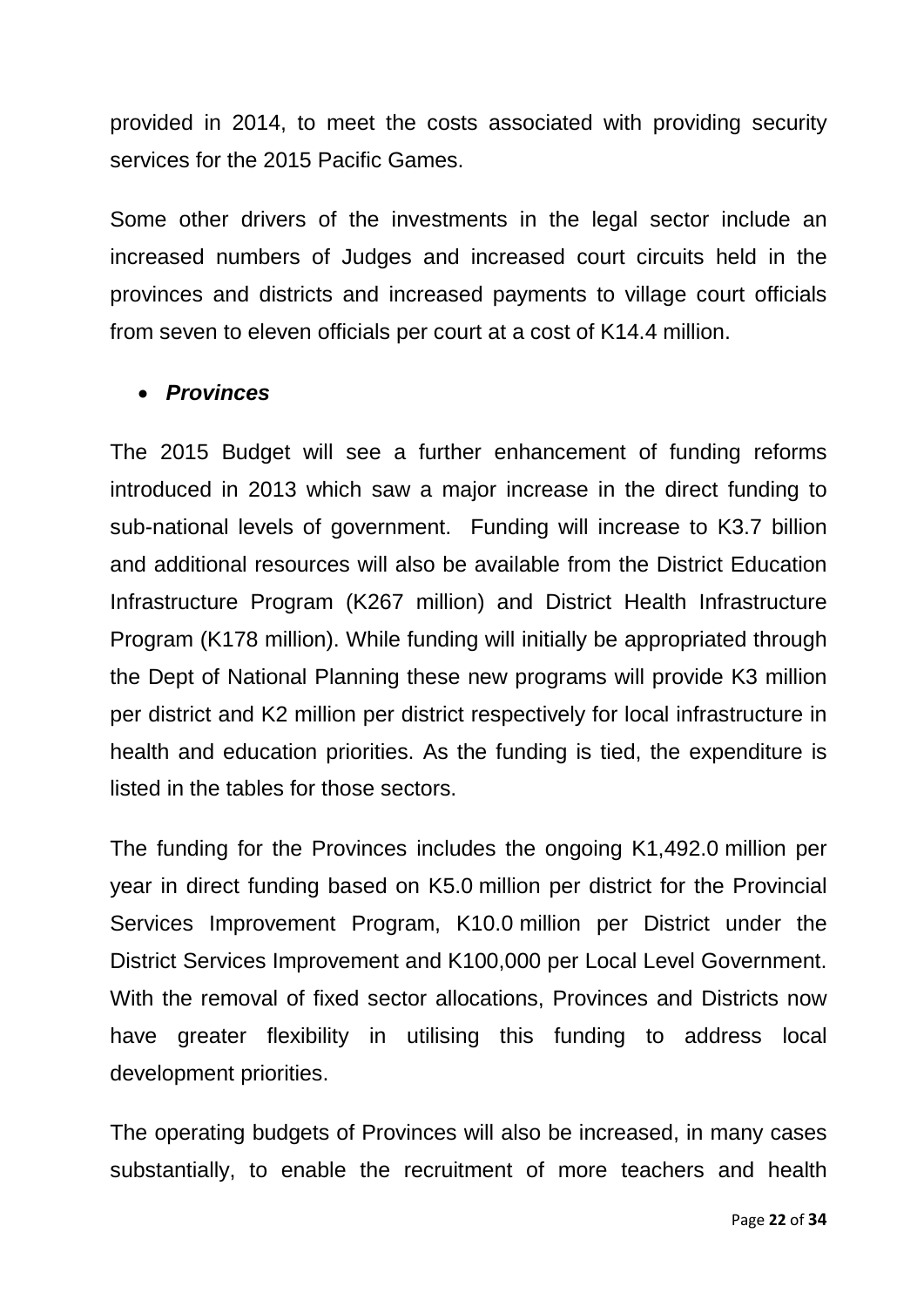provided in 2014, to meet the costs associated with providing security services for the 2015 Pacific Games.

Some other drivers of the investments in the legal sector include an increased numbers of Judges and increased court circuits held in the provinces and districts and increased payments to village court officials from seven to eleven officials per court at a cost of K14.4 million.

- ***Provinces***

The 2015 Budget will see a further enhancement of funding reforms introduced in 2013 which saw a major increase in the direct funding to sub-national levels of government. Funding will increase to K3.7 billion and additional resources will also be available from the District Education Infrastructure Program (K267 million) and District Health Infrastructure Program (K178 million). While funding will initially be appropriated through the Dept of National Planning these new programs will provide K3 million per district and K2 million per district respectively for local infrastructure in health and education priorities. As the funding is tied, the expenditure is listed in the tables for those sectors.

The funding for the Provinces includes the ongoing K1,492.0 million per year in direct funding based on K5.0 million per district for the Provincial Services Improvement Program, K10.0 million per District under the District Services Improvement and K100,000 per Local Level Government. With the removal of fixed sector allocations, Provinces and Districts now have greater flexibility in utilising this funding to address local development priorities.

The operating budgets of Provinces will also be increased, in many cases substantially, to enable the recruitment of more teachers and health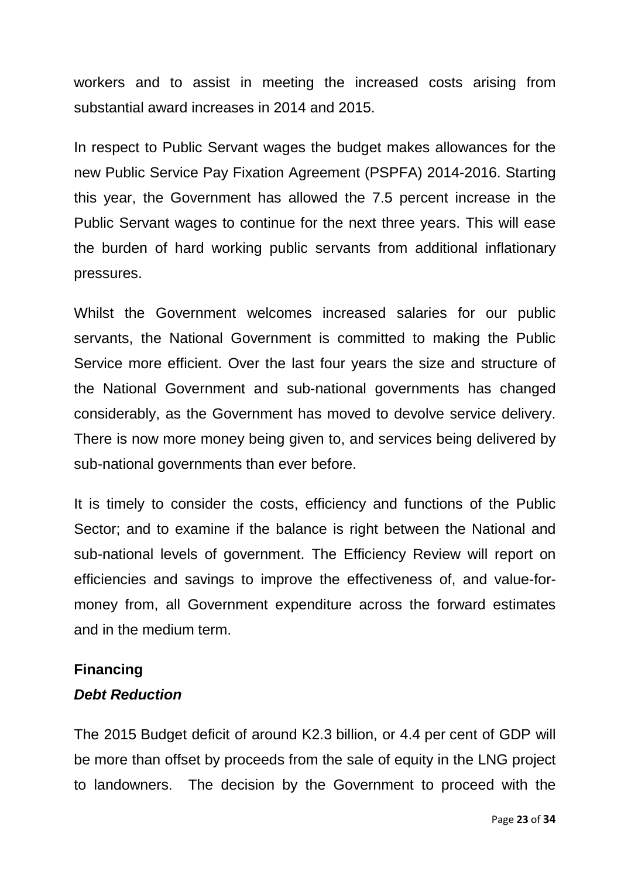workers and to assist in meeting the increased costs arising from substantial award increases in 2014 and 2015.

In respect to Public Servant wages the budget makes allowances for the new Public Service Pay Fixation Agreement (PSPFA) 2014-2016. Starting this year, the Government has allowed the 7.5 percent increase in the Public Servant wages to continue for the next three years. This will ease the burden of hard working public servants from additional inflationary pressures.

Whilst the Government welcomes increased salaries for our public servants, the National Government is committed to making the Public Service more efficient. Over the last four years the size and structure of the National Government and sub-national governments has changed considerably, as the Government has moved to devolve service delivery. There is now more money being given to, and services being delivered by sub-national governments than ever before.

It is timely to consider the costs, efficiency and functions of the Public Sector; and to examine if the balance is right between the National and sub-national levels of government. The Efficiency Review will report on efficiencies and savings to improve the effectiveness of, and value-for-money from, all Government expenditure across the forward estimates and in the medium term.

**Financing**

***Debt Reduction***

The 2015 Budget deficit of around K2.3 billion, or 4.4 per cent of GDP will be more than offset by proceeds from the sale of equity in the LNG project to landowners. The decision by the Government to proceed with the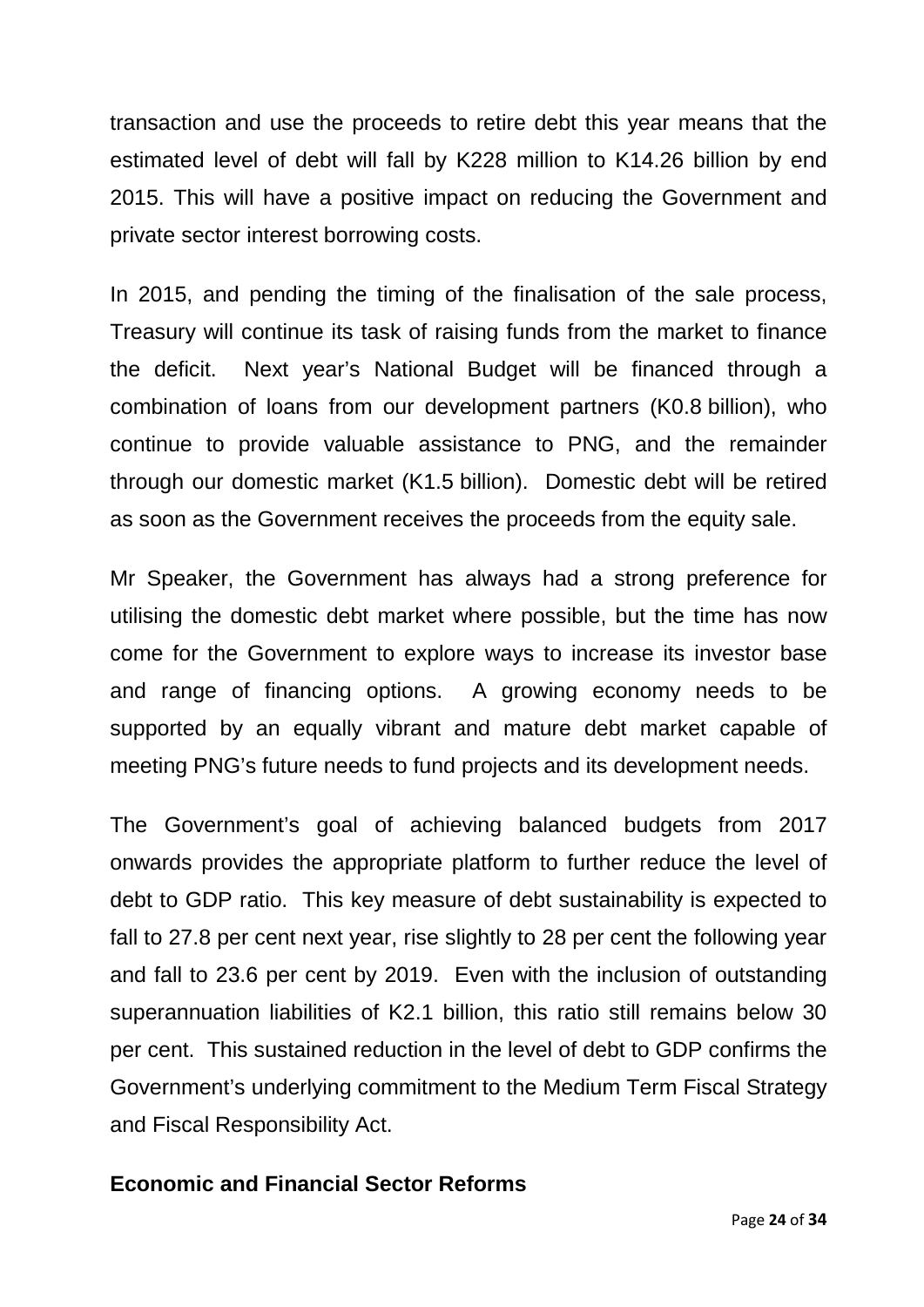transaction and use the proceeds to retire debt this year means that the estimated level of debt will fall by K228 million to K14.26 billion by end 2015. This will have a positive impact on reducing the Government and private sector interest borrowing costs.

In 2015, and pending the timing of the finalisation of the sale process, Treasury will continue its task of raising funds from the market to finance the deficit. Next year's National Budget will be financed through a combination of loans from our development partners (K0.8 billion), who continue to provide valuable assistance to PNG, and the remainder through our domestic market (K1.5 billion). Domestic debt will be retired as soon as the Government receives the proceeds from the equity sale.

Mr Speaker, the Government has always had a strong preference for utilising the domestic debt market where possible, but the time has now come for the Government to explore ways to increase its investor base and range of financing options. A growing economy needs to be supported by an equally vibrant and mature debt market capable of meeting PNG's future needs to fund projects and its development needs.

The Government's goal of achieving balanced budgets from 2017 onwards provides the appropriate platform to further reduce the level of debt to GDP ratio. This key measure of debt sustainability is expected to fall to 27.8 per cent next year, rise slightly to 28 per cent the following year and fall to 23.6 per cent by 2019. Even with the inclusion of outstanding superannuation liabilities of K2.1 billion, this ratio still remains below 30 per cent. This sustained reduction in the level of debt to GDP confirms the Government's underlying commitment to the Medium Term Fiscal Strategy and Fiscal Responsibility Act.

**Economic and Financial Sector Reforms**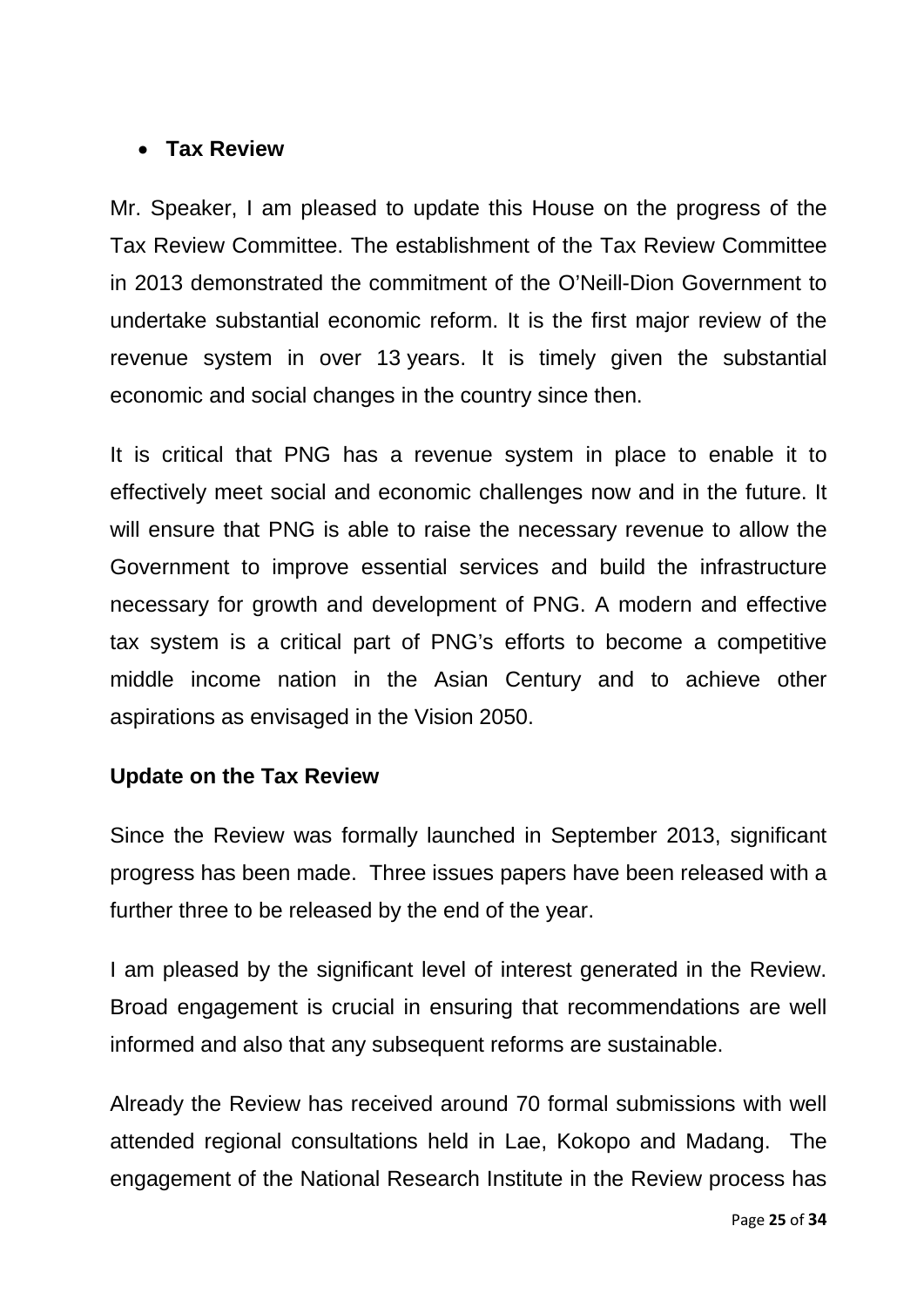- **Tax Review**

Mr. Speaker, I am pleased to update this House on the progress of the Tax Review Committee. The establishment of the Tax Review Committee in 2013 demonstrated the commitment of the O'Neill-Dion Government to undertake substantial economic reform. It is the first major review of the revenue system in over 13 years. It is timely given the substantial economic and social changes in the country since then.

It is critical that PNG has a revenue system in place to enable it to effectively meet social and economic challenges now and in the future. It will ensure that PNG is able to raise the necessary revenue to allow the Government to improve essential services and build the infrastructure necessary for growth and development of PNG. A modern and effective tax system is a critical part of PNG's efforts to become a competitive middle income nation in the Asian Century and to achieve other aspirations as envisaged in the Vision 2050.

**Update on the Tax Review**

Since the Review was formally launched in September 2013, significant progress has been made. Three issues papers have been released with a further three to be released by the end of the year.

I am pleased by the significant level of interest generated in the Review. Broad engagement is crucial in ensuring that recommendations are well informed and also that any subsequent reforms are sustainable.

Already the Review has received around 70 formal submissions with well attended regional consultations held in Lae, Kokopo and Madang. The engagement of the National Research Institute in the Review process has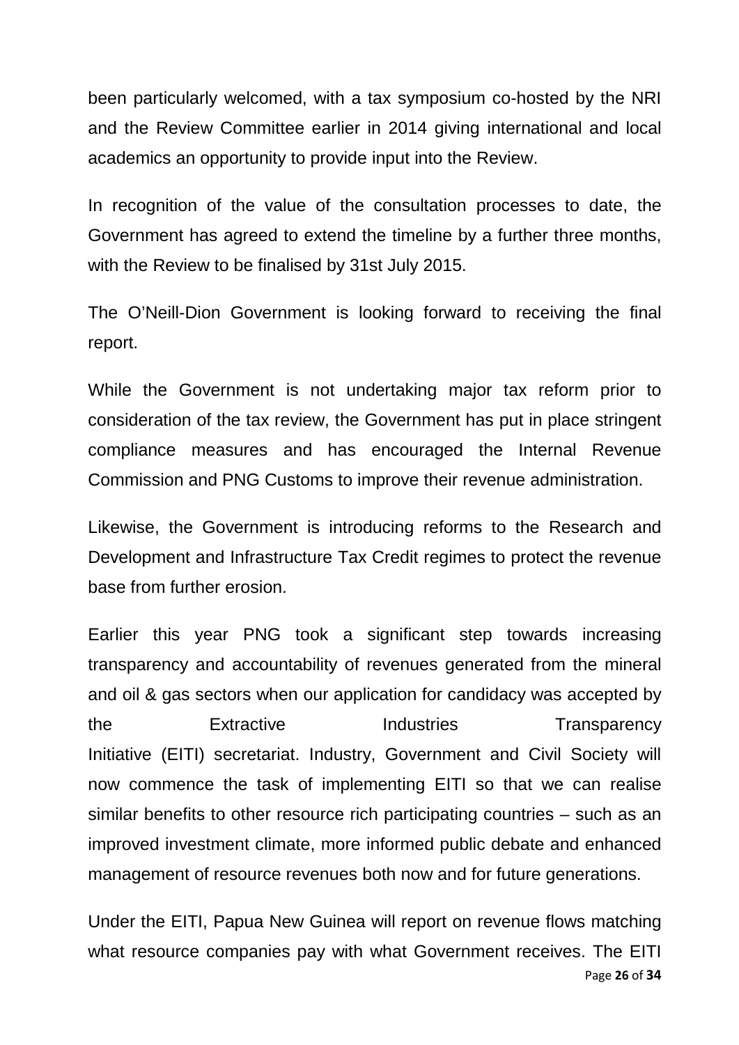been particularly welcomed, with a tax symposium co-hosted by the NRI and the Review Committee earlier in 2014 giving international and local academics an opportunity to provide input into the Review.

In recognition of the value of the consultation processes to date, the Government has agreed to extend the timeline by a further three months, with the Review to be finalised by 31st July 2015.

The O'Neill-Dion Government is looking forward to receiving the final report.

While the Government is not undertaking major tax reform prior to consideration of the tax review, the Government has put in place stringent compliance measures and has encouraged the Internal Revenue Commission and PNG Customs to improve their revenue administration.

Likewise, the Government is introducing reforms to the Research and Development and Infrastructure Tax Credit regimes to protect the revenue base from further erosion.

Earlier this year PNG took a significant step towards increasing transparency and accountability of revenues generated from the mineral and oil & gas sectors when our application for candidacy was accepted by the Extractive Industries Transparency Initiative (EITI) secretariat. Industry, Government and Civil Society will now commence the task of implementing EITI so that we can realise similar benefits to other resource rich participating countries – such as an improved investment climate, more informed public debate and enhanced management of resource revenues both now and for future generations.

Under the EITI, Papua New Guinea will report on revenue flows matching what resource companies pay with what Government receives. The EITI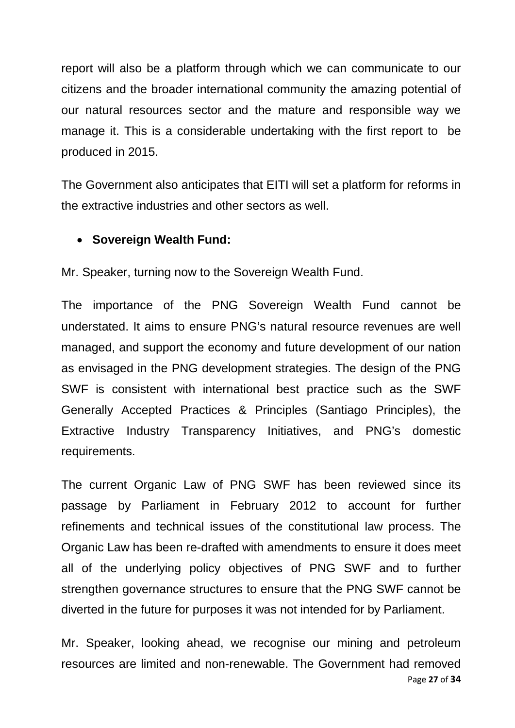report will also be a platform through which we can communicate to our citizens and the broader international community the amazing potential of our natural resources sector and the mature and responsible way we manage it. This is a considerable undertaking with the first report to be produced in 2015.

The Government also anticipates that EITI will set a platform for reforms in the extractive industries and other sectors as well.

- **Sovereign Wealth Fund:**

Mr. Speaker, turning now to the Sovereign Wealth Fund.

The importance of the PNG Sovereign Wealth Fund cannot be understated. It aims to ensure PNG's natural resource revenues are well managed, and support the economy and future development of our nation as envisaged in the PNG development strategies. The design of the PNG SWF is consistent with international best practice such as the SWF Generally Accepted Practices & Principles (Santiago Principles), the Extractive Industry Transparency Initiatives, and PNG's domestic requirements.

The current Organic Law of PNG SWF has been reviewed since its passage by Parliament in February 2012 to account for further refinements and technical issues of the constitutional law process. The Organic Law has been re-drafted with amendments to ensure it does meet all of the underlying policy objectives of PNG SWF and to further strengthen governance structures to ensure that the PNG SWF cannot be diverted in the future for purposes it was not intended for by Parliament.

Mr. Speaker, looking ahead, we recognise our mining and petroleum resources are limited and non-renewable. The Government had removed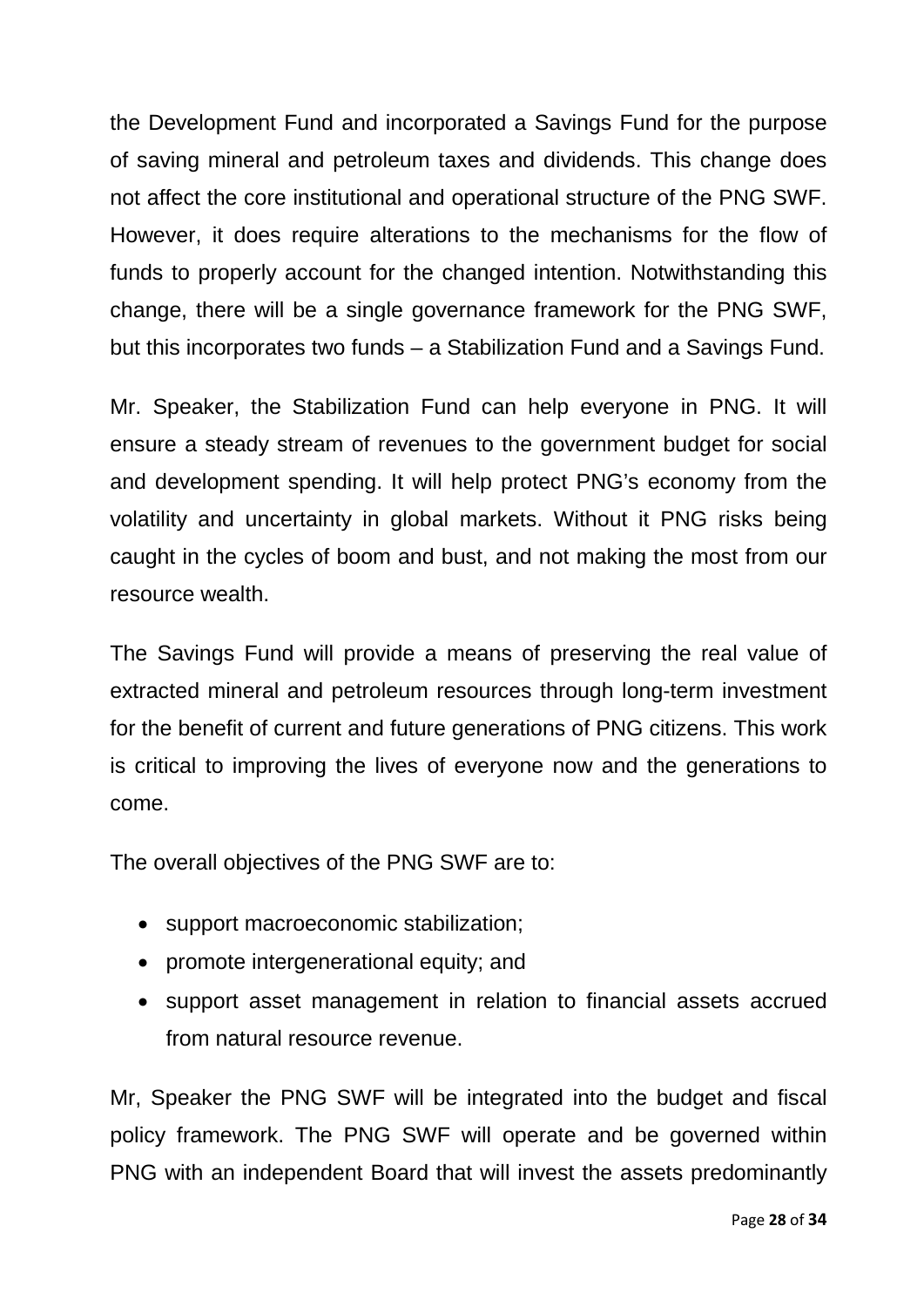the Development Fund and incorporated a Savings Fund for the purpose of saving mineral and petroleum taxes and dividends. This change does not affect the core institutional and operational structure of the PNG SWF. However, it does require alterations to the mechanisms for the flow of funds to properly account for the changed intention. Notwithstanding this change, there will be a single governance framework for the PNG SWF, but this incorporates two funds – a Stabilization Fund and a Savings Fund.

Mr. Speaker, the Stabilization Fund can help everyone in PNG. It will ensure a steady stream of revenues to the government budget for social and development spending. It will help protect PNG's economy from the volatility and uncertainty in global markets. Without it PNG risks being caught in the cycles of boom and bust, and not making the most from our resource wealth.

The Savings Fund will provide a means of preserving the real value of extracted mineral and petroleum resources through long-term investment for the benefit of current and future generations of PNG citizens. This work is critical to improving the lives of everyone now and the generations to come.

The overall objectives of the PNG SWF are to:

- support macroeconomic stabilization;
- promote intergenerational equity; and
- support asset management in relation to financial assets accrued from natural resource revenue.

Mr, Speaker the PNG SWF will be integrated into the budget and fiscal policy framework. The PNG SWF will operate and be governed within PNG with an independent Board that will invest the assets predominantly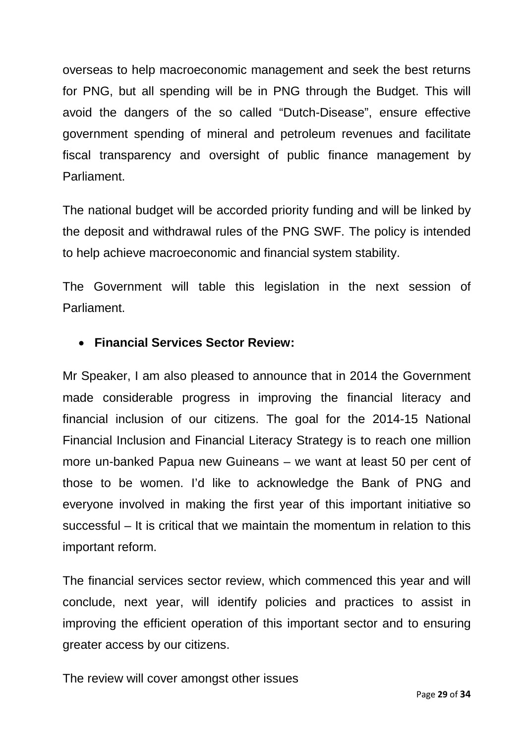overseas to help macroeconomic management and seek the best returns for PNG, but all spending will be in PNG through the Budget. This will avoid the dangers of the so called "Dutch-Disease", ensure effective government spending of mineral and petroleum revenues and facilitate fiscal transparency and oversight of public finance management by Parliament.

The national budget will be accorded priority funding and will be linked by the deposit and withdrawal rules of the PNG SWF. The policy is intended to help achieve macroeconomic and financial system stability.

The Government will table this legislation in the next session of Parliament.

- **Financial Services Sector Review:**

Mr Speaker, I am also pleased to announce that in 2014 the Government made considerable progress in improving the financial literacy and financial inclusion of our citizens. The goal for the 2014-15 National Financial Inclusion and Financial Literacy Strategy is to reach one million more un-banked Papua new Guineans – we want at least 50 per cent of those to be women. I'd like to acknowledge the Bank of PNG and everyone involved in making the first year of this important initiative so successful – It is critical that we maintain the momentum in relation to this important reform.

The financial services sector review, which commenced this year and will conclude, next year, will identify policies and practices to assist in improving the efficient operation of this important sector and to ensuring greater access by our citizens.

The review will cover amongst other issues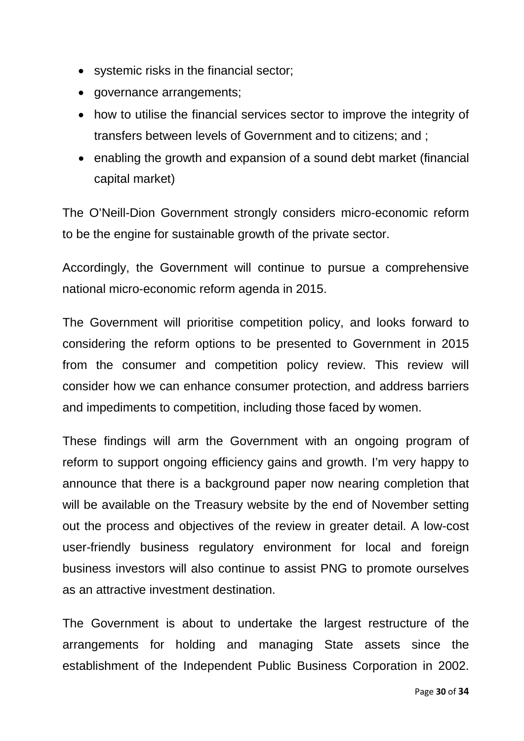- systemic risks in the financial sector;
- governance arrangements;
- how to utilise the financial services sector to improve the integrity of transfers between levels of Government and to citizens; and ;
- enabling the growth and expansion of a sound debt market (financial capital market)

The O'Neill-Dion Government strongly considers micro-economic reform to be the engine for sustainable growth of the private sector.

Accordingly, the Government will continue to pursue a comprehensive national micro-economic reform agenda in 2015.

The Government will prioritise competition policy, and looks forward to considering the reform options to be presented to Government in 2015 from the consumer and competition policy review. This review will consider how we can enhance consumer protection, and address barriers and impediments to competition, including those faced by women.

These findings will arm the Government with an ongoing program of reform to support ongoing efficiency gains and growth. I'm very happy to announce that there is a background paper now nearing completion that will be available on the Treasury website by the end of November setting out the process and objectives of the review in greater detail. A low-cost user-friendly business regulatory environment for local and foreign business investors will also continue to assist PNG to promote ourselves as an attractive investment destination.

The Government is about to undertake the largest restructure of the arrangements for holding and managing State assets since the establishment of the Independent Public Business Corporation in 2002.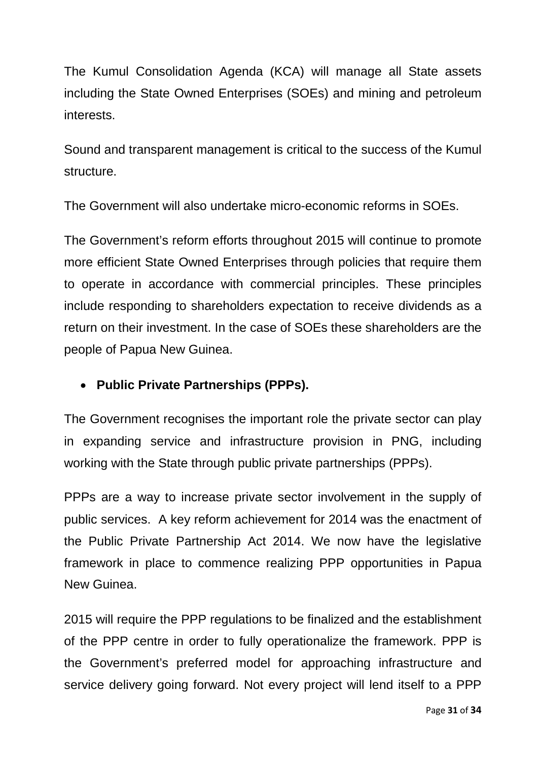The Kumul Consolidation Agenda (KCA) will manage all State assets including the State Owned Enterprises (SOEs) and mining and petroleum interests.

Sound and transparent management is critical to the success of the Kumul structure.

The Government will also undertake micro-economic reforms in SOEs.

The Government's reform efforts throughout 2015 will continue to promote more efficient State Owned Enterprises through policies that require them to operate in accordance with commercial principles. These principles include responding to shareholders expectation to receive dividends as a return on their investment. In the case of SOEs these shareholders are the people of Papua New Guinea.

- **Public Private Partnerships (PPPs).**

The Government recognises the important role the private sector can play in expanding service and infrastructure provision in PNG, including working with the State through public private partnerships (PPPs).

PPPs are a way to increase private sector involvement in the supply of public services. A key reform achievement for 2014 was the enactment of the Public Private Partnership Act 2014. We now have the legislative framework in place to commence realizing PPP opportunities in Papua New Guinea.

2015 will require the PPP regulations to be finalized and the establishment of the PPP centre in order to fully operationalize the framework. PPP is the Government's preferred model for approaching infrastructure and service delivery going forward. Not every project will lend itself to a PPP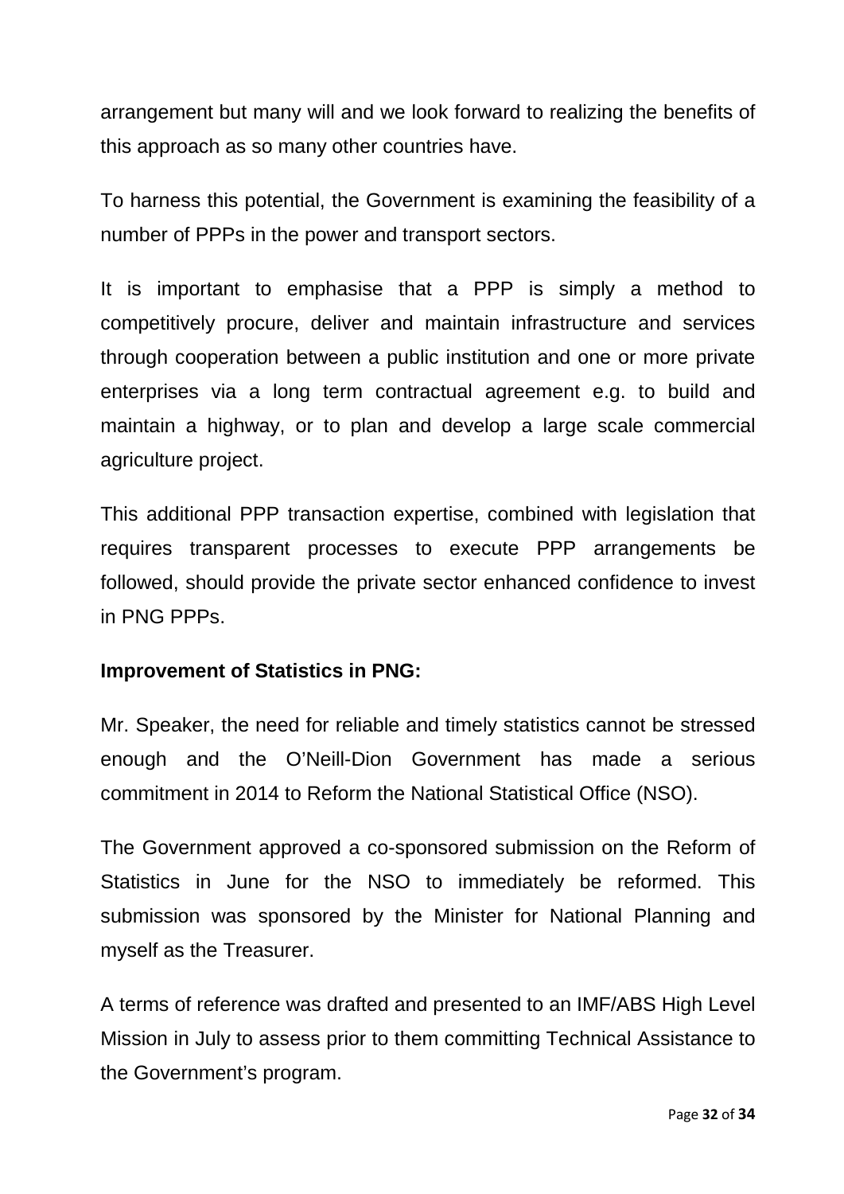arrangement but many will and we look forward to realizing the benefits of this approach as so many other countries have.

To harness this potential, the Government is examining the feasibility of a number of PPPs in the power and transport sectors.

It is important to emphasise that a PPP is simply a method to competitively procure, deliver and maintain infrastructure and services through cooperation between a public institution and one or more private enterprises via a long term contractual agreement e.g. to build and maintain a highway, or to plan and develop a large scale commercial agriculture project.

This additional PPP transaction expertise, combined with legislation that requires transparent processes to execute PPP arrangements be followed, should provide the private sector enhanced confidence to invest in PNG PPPs.

**Improvement of Statistics in PNG:**

Mr. Speaker, the need for reliable and timely statistics cannot be stressed enough and the O'Neill-Dion Government has made a serious commitment in 2014 to Reform the National Statistical Office (NSO).

The Government approved a co-sponsored submission on the Reform of Statistics in June for the NSO to immediately be reformed. This submission was sponsored by the Minister for National Planning and myself as the Treasurer.

A terms of reference was drafted and presented to an IMF/ABS High Level Mission in July to assess prior to them committing Technical Assistance to the Government's program.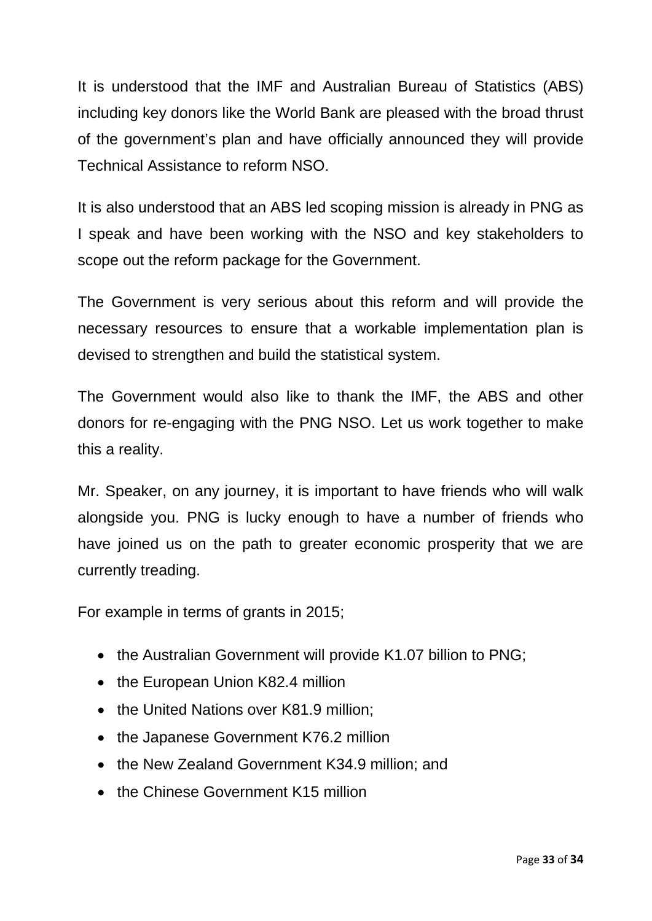It is understood that the IMF and Australian Bureau of Statistics (ABS) including key donors like the World Bank are pleased with the broad thrust of the government's plan and have officially announced they will provide Technical Assistance to reform NSO.

It is also understood that an ABS led scoping mission is already in PNG as I speak and have been working with the NSO and key stakeholders to scope out the reform package for the Government.

The Government is very serious about this reform and will provide the necessary resources to ensure that a workable implementation plan is devised to strengthen and build the statistical system.

The Government would also like to thank the IMF, the ABS and other donors for re-engaging with the PNG NSO. Let us work together to make this a reality.

Mr. Speaker, on any journey, it is important to have friends who will walk alongside you. PNG is lucky enough to have a number of friends who have joined us on the path to greater economic prosperity that we are currently treading.

For example in terms of grants in 2015;

- the Australian Government will provide K1.07 billion to PNG;
- the European Union K82.4 million
- the United Nations over K81.9 million;
- the Japanese Government K76.2 million
- the New Zealand Government K34.9 million; and
- the Chinese Government K15 million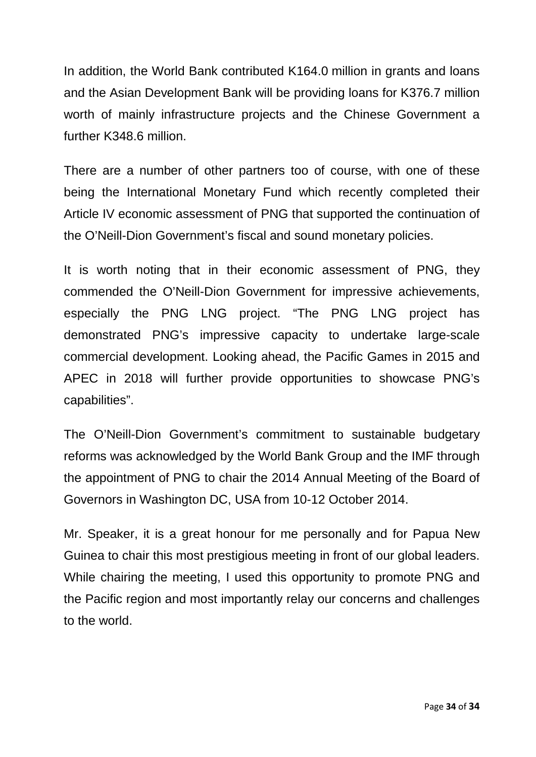In addition, the World Bank contributed K164.0 million in grants and loans and the Asian Development Bank will be providing loans for K376.7 million worth of mainly infrastructure projects and the Chinese Government a further K348.6 million.

There are a number of other partners too of course, with one of these being the International Monetary Fund which recently completed their Article IV economic assessment of PNG that supported the continuation of the O'Neill-Dion Government's fiscal and sound monetary policies.

It is worth noting that in their economic assessment of PNG, they commended the O'Neill-Dion Government for impressive achievements, especially the PNG LNG project. "The PNG LNG project has demonstrated PNG's impressive capacity to undertake large-scale commercial development. Looking ahead, the Pacific Games in 2015 and APEC in 2018 will further provide opportunities to showcase PNG's capabilities".

The O'Neill-Dion Government's commitment to sustainable budgetary reforms was acknowledged by the World Bank Group and the IMF through the appointment of PNG to chair the 2014 Annual Meeting of the Board of Governors in Washington DC, USA from 10-12 October 2014.

Mr. Speaker, it is a great honour for me personally and for Papua New Guinea to chair this most prestigious meeting in front of our global leaders. While chairing the meeting, I used this opportunity to promote PNG and the Pacific region and most importantly relay our concerns and challenges to the world.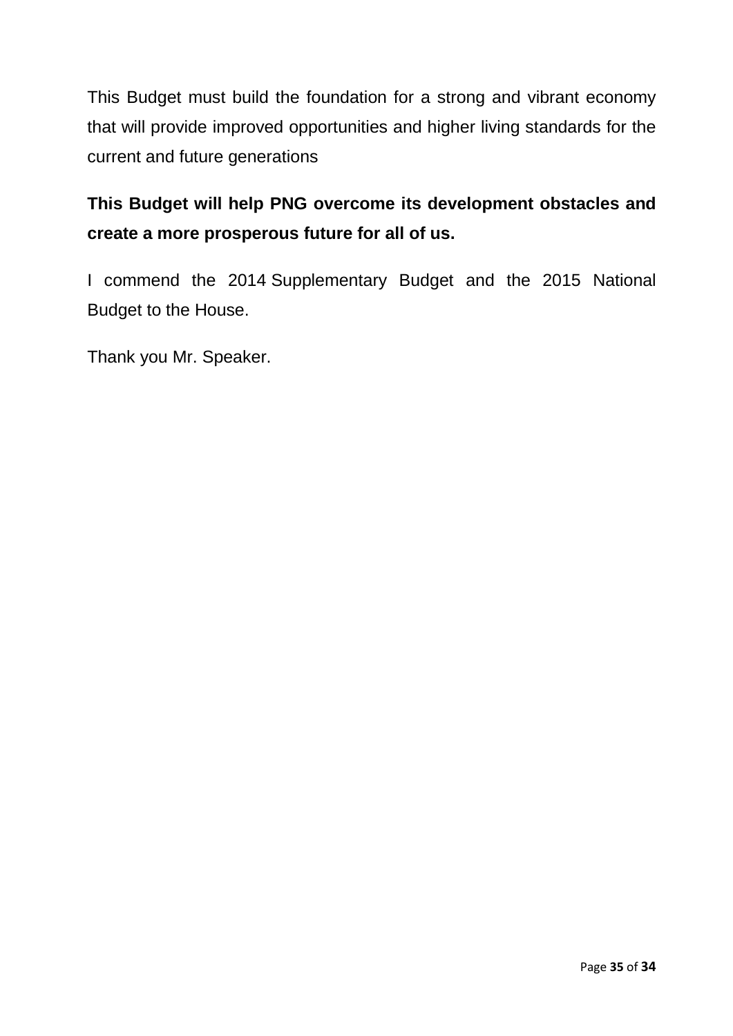This Budget must build the foundation for a strong and vibrant economy that will provide improved opportunities and higher living standards for the current and future generations

**This Budget will help PNG overcome its development obstacles and create a more prosperous future for all of us.**

I commend the 2014 Supplementary Budget and the 2015 National Budget to the House.

Thank you Mr. Speaker.